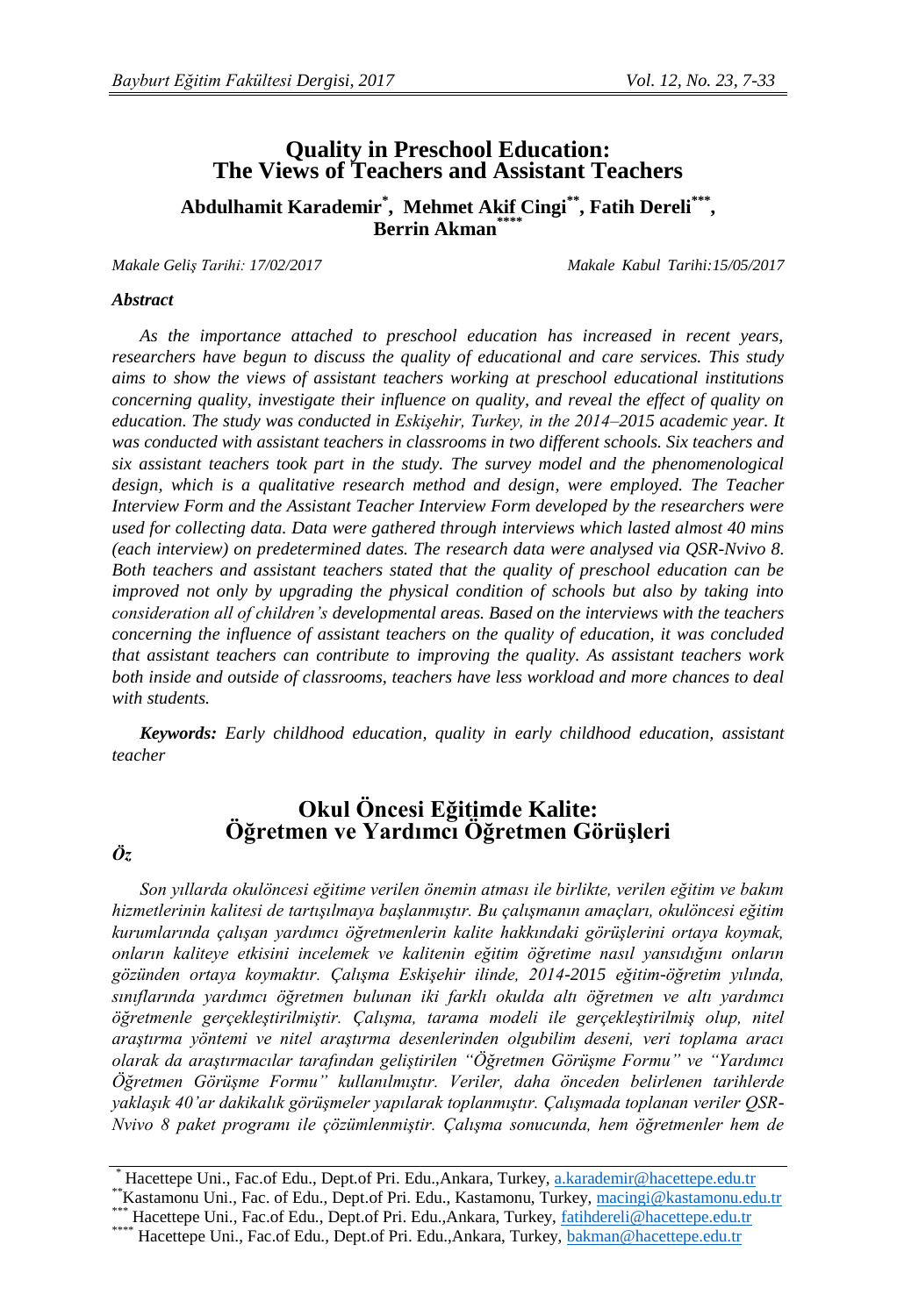# Quality in Preschool Education: The Views of Teachers and Assistant Teachers

**Abdulhamit Karademir[*], Mehmet Akif Cingi[**], Fatih Dereli[***], Berrin Akman[****]**

*Makale Geliş Tarihi: 17/02/2017* *Makale Kabul Tarihi:15/05/2017*

***Abstract***

*As the importance attached to preschool education has increased in recent years, researchers have begun to discuss the quality of educational and care services. This study aims to show the views of assistant teachers working at preschool educational institutions concerning quality, investigate their influence on quality, and reveal the effect of quality on education. The study was conducted in Eskişehir, Turkey, in the 2014–2015 academic year. It was conducted with assistant teachers in classrooms in two different schools. Six teachers and six assistant teachers took part in the study. The survey model and the phenomenological design, which is a qualitative research method and design, were employed. The Teacher Interview Form and the Assistant Teacher Interview Form developed by the researchers were used for collecting data. Data were gathered through interviews which lasted almost 40 mins (each interview) on predetermined dates. The research data were analysed via QSR-Nvivo 8. Both teachers and assistant teachers stated that the quality of preschool education can be improved not only by upgrading the physical condition of schools but also by taking into consideration all of children's developmental areas. Based on the interviews with the teachers concerning the influence of assistant teachers on the quality of education, it was concluded that assistant teachers can contribute to improving the quality. As assistant teachers work both inside and outside of classrooms, teachers have less workload and more chances to deal with students.*

***Keywords:*** *Early childhood education, quality in early childhood education, assistant teacher*

# Okul Öncesi Eğitimde Kalite: Öğretmen ve Yardımcı Öğretmen Görüşleri

***Öz***

*Son yıllarda okulöncesi eğitime verilen önemin atması ile birlikte, verilen eğitim ve bakım hizmetlerinin kalitesi de tartışılmaya başlanmıştır. Bu çalışmanın amaçları, okulöncesi eğitim kurumlarında çalışan yardımcı öğretmenlerin kalite hakkındaki görüşlerini ortaya koymak, onların kaliteye etkisini incelemek ve kalitenin eğitim öğretime nasıl yansıdığını onların gözünden ortaya koymaktır. Çalışma Eskişehir ilinde, 2014-2015 eğitim-öğretim yılında, sınıflarında yardımcı öğretmen bulunan iki farklı okulda altı öğretmen ve altı yardımcı öğretmenle gerçekleştirilmiştir. Çalışma, tarama modeli ile gerçekleştirilmiş olup, nitel araştırma yöntemi ve nitel araştırma desenlerinden olgubilim deseni, veri toplama aracı olarak da araştırmacılar tarafından geliştirilen "Öğretmen Görüşme Formu" ve "Yardımcı Öğretmen Görüşme Formu" kullanılmıştır. Veriler, daha önceden belirlenen tarihlerde yaklaşık 40'ar dakikalık görüşmeler yapılarak toplanmıştır. Çalışmada toplanan veriler QSR-Nvivo 8 paket programı ile çözümlenmiştir. Çalışma sonucunda, hem öğretmenler hem de*

---

[*] Hacettepe Uni., Fac.of Edu., Dept.of Pri. Edu.,Ankara, Turkey, a.karademir@hacettepe.edu.tr

[**] Kastamonu Uni., Fac. of Edu., Dept.of Pri. Edu., Kastamonu, Turkey, macingi@kastamonu.edu.tr

[***] Hacettepe Uni., Fac.of Edu., Dept.of Pri. Edu.,Ankara, Turkey, fatihdereli@hacettepe.edu.tr

[****] Hacettepe Uni., Fac.of Edu., Dept.of Pri. Edu.,Ankara, Turkey, bakman@hacettepe.edu.tr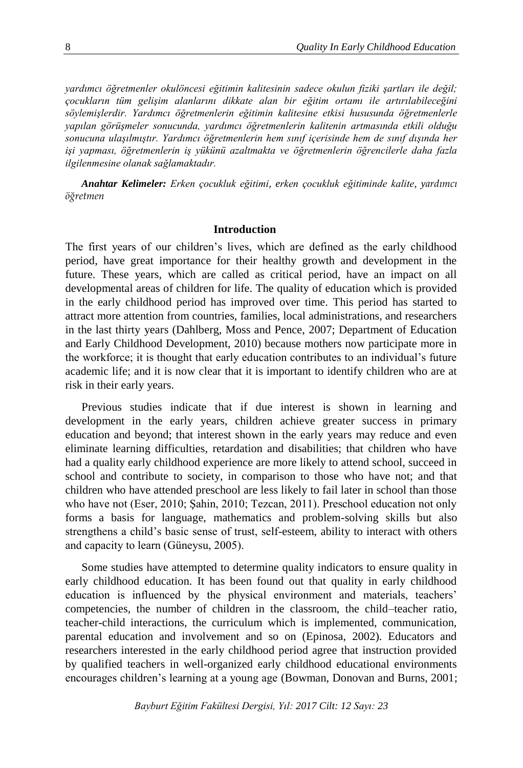*yardımcı öğretmenler okulöncesi eğitimin kalitesinin sadece okulun fiziki şartları ile değil; çocukların tüm gelişim alanlarını dikkate alan bir eğitim ortamı ile artırılabileceğini söylemişlerdir. Yardımcı öğretmenlerin eğitimin kalitesine etkisi hususunda öğretmenlerle yapılan görüşmeler sonucunda, yardımcı öğretmenlerin kalitenin artmasında etkili olduğu sonucuna ulaşılmıştır. Yardımcı öğretmenlerin hem sınıf içerisinde hem de sınıf dışında her işi yapması, öğretmenlerin iş yükünü azaltmakta ve öğretmenlerin öğrencilerle daha fazla ilgilenmesine olanak sağlamaktadır.*

***Anahtar Kelimeler:*** *Erken çocukluk eğitimi, erken çocukluk eğitiminde kalite, yardımcı öğretmen*

## Introduction

The first years of our children's lives, which are defined as the early childhood period, have great importance for their healthy growth and development in the future. These years, which are called as critical period, have an impact on all developmental areas of children for life. The quality of education which is provided in the early childhood period has improved over time. This period has started to attract more attention from countries, families, local administrations, and researchers in the last thirty years (Dahlberg, Moss and Pence, 2007; Department of Education and Early Childhood Development, 2010) because mothers now participate more in the workforce; it is thought that early education contributes to an individual's future academic life; and it is now clear that it is important to identify children who are at risk in their early years.

Previous studies indicate that if due interest is shown in learning and development in the early years, children achieve greater success in primary education and beyond; that interest shown in the early years may reduce and even eliminate learning difficulties, retardation and disabilities; that children who have had a quality early childhood experience are more likely to attend school, succeed in school and contribute to society, in comparison to those who have not; and that children who have attended preschool are less likely to fail later in school than those who have not (Eser, 2010; Şahin, 2010; Tezcan, 2011). Preschool education not only forms a basis for language, mathematics and problem-solving skills but also strengthens a child's basic sense of trust, self-esteem, ability to interact with others and capacity to learn (Güneysu, 2005).

Some studies have attempted to determine quality indicators to ensure quality in early childhood education. It has been found out that quality in early childhood education is influenced by the physical environment and materials, teachers' competencies, the number of children in the classroom, the child–teacher ratio, teacher-child interactions, the curriculum which is implemented, communication, parental education and involvement and so on (Epinosa, 2002). Educators and researchers interested in the early childhood period agree that instruction provided by qualified teachers in well-organized early childhood educational environments encourages children's learning at a young age (Bowman, Donovan and Burns, 2001;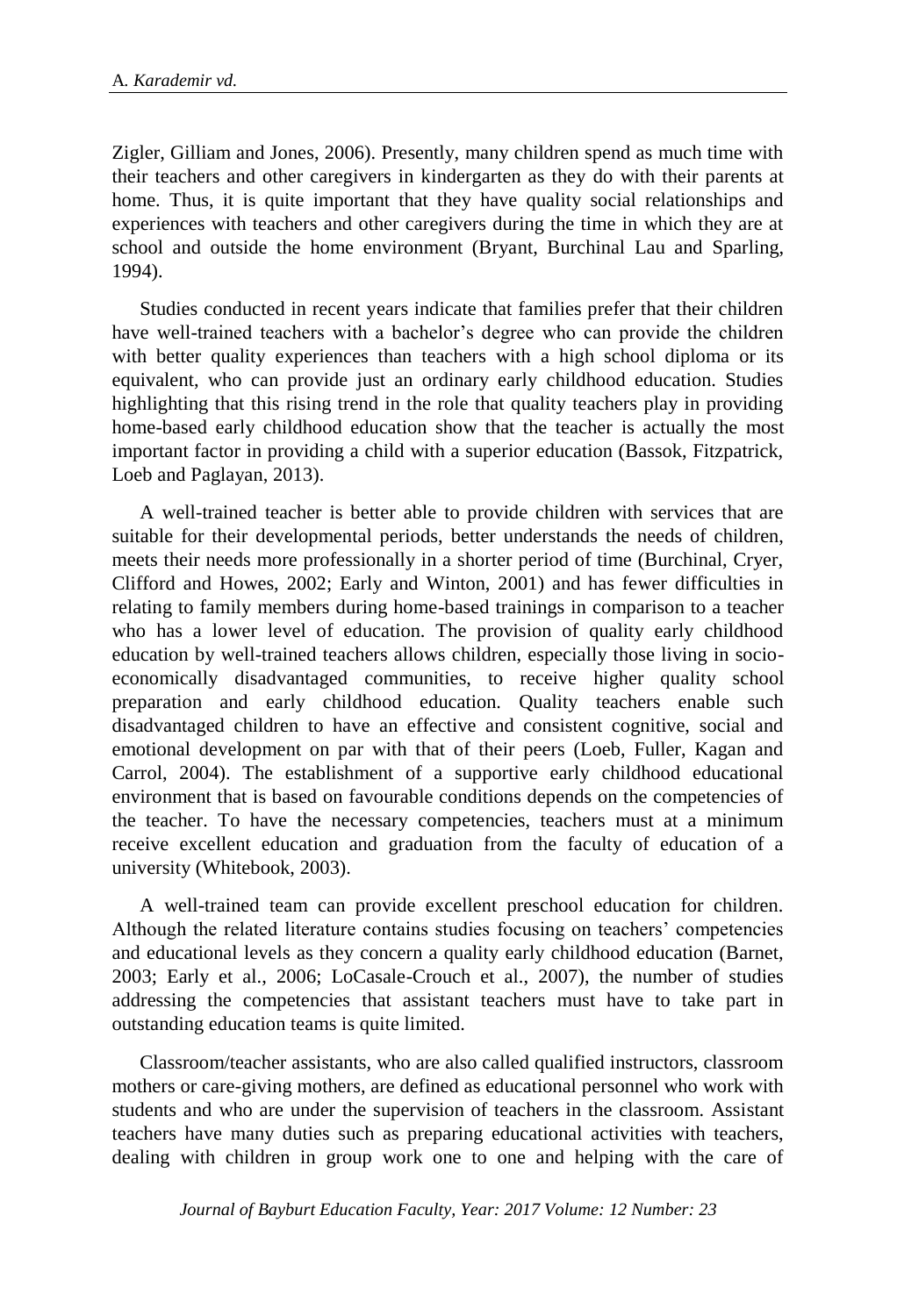Zigler, Gilliam and Jones, 2006). Presently, many children spend as much time with their teachers and other caregivers in kindergarten as they do with their parents at home. Thus, it is quite important that they have quality social relationships and experiences with teachers and other caregivers during the time in which they are at school and outside the home environment (Bryant, Burchinal Lau and Sparling, 1994).

Studies conducted in recent years indicate that families prefer that their children have well-trained teachers with a bachelor's degree who can provide the children with better quality experiences than teachers with a high school diploma or its equivalent, who can provide just an ordinary early childhood education. Studies highlighting that this rising trend in the role that quality teachers play in providing home-based early childhood education show that the teacher is actually the most important factor in providing a child with a superior education (Bassok, Fitzpatrick, Loeb and Paglayan, 2013).

A well-trained teacher is better able to provide children with services that are suitable for their developmental periods, better understands the needs of children, meets their needs more professionally in a shorter period of time (Burchinal, Cryer, Clifford and Howes, 2002; Early and Winton, 2001) and has fewer difficulties in relating to family members during home-based trainings in comparison to a teacher who has a lower level of education. The provision of quality early childhood education by well-trained teachers allows children, especially those living in socio-economically disadvantaged communities, to receive higher quality school preparation and early childhood education. Quality teachers enable such disadvantaged children to have an effective and consistent cognitive, social and emotional development on par with that of their peers (Loeb, Fuller, Kagan and Carrol, 2004). The establishment of a supportive early childhood educational environment that is based on favourable conditions depends on the competencies of the teacher. To have the necessary competencies, teachers must at a minimum receive excellent education and graduation from the faculty of education of a university (Whitebook, 2003).

A well-trained team can provide excellent preschool education for children. Although the related literature contains studies focusing on teachers' competencies and educational levels as they concern a quality early childhood education (Barnet, 2003; Early et al., 2006; LoCasale-Crouch et al., 2007), the number of studies addressing the competencies that assistant teachers must have to take part in outstanding education teams is quite limited.

Classroom/teacher assistants, who are also called qualified instructors, classroom mothers or care-giving mothers, are defined as educational personnel who work with students and who are under the supervision of teachers in the classroom. Assistant teachers have many duties such as preparing educational activities with teachers, dealing with children in group work one to one and helping with the care of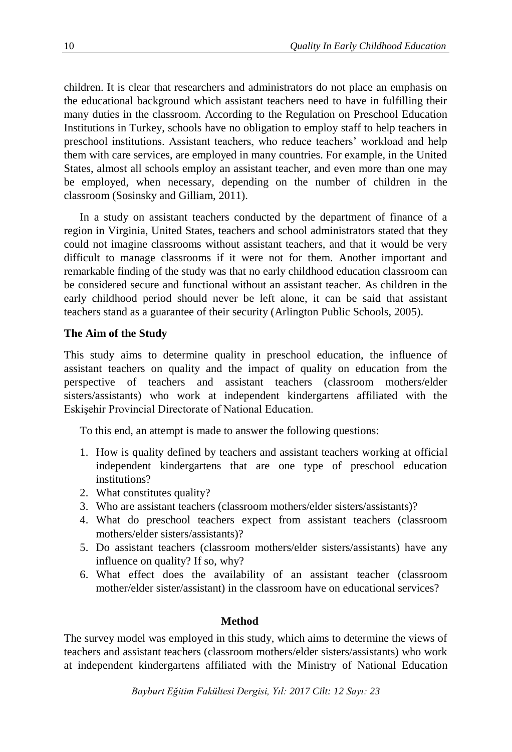children. It is clear that researchers and administrators do not place an emphasis on the educational background which assistant teachers need to have in fulfilling their many duties in the classroom. According to the Regulation on Preschool Education Institutions in Turkey, schools have no obligation to employ staff to help teachers in preschool institutions. Assistant teachers, who reduce teachers' workload and help them with care services, are employed in many countries. For example, in the United States, almost all schools employ an assistant teacher, and even more than one may be employed, when necessary, depending on the number of children in the classroom (Sosinsky and Gilliam, 2011).

In a study on assistant teachers conducted by the department of finance of a region in Virginia, United States, teachers and school administrators stated that they could not imagine classrooms without assistant teachers, and that it would be very difficult to manage classrooms if it were not for them. Another important and remarkable finding of the study was that no early childhood education classroom can be considered secure and functional without an assistant teacher. As children in the early childhood period should never be left alone, it can be said that assistant teachers stand as a guarantee of their security (Arlington Public Schools, 2005).

### The Aim of the Study

This study aims to determine quality in preschool education, the influence of assistant teachers on quality and the impact of quality on education from the perspective of teachers and assistant teachers (classroom mothers/elder sisters/assistants) who work at independent kindergartens affiliated with the Eskişehir Provincial Directorate of National Education.

To this end, an attempt is made to answer the following questions:

1. How is quality defined by teachers and assistant teachers working at official independent kindergartens that are one type of preschool education institutions?
2. What constitutes quality?
3. Who are assistant teachers (classroom mothers/elder sisters/assistants)?
4. What do preschool teachers expect from assistant teachers (classroom mothers/elder sisters/assistants)?
5. Do assistant teachers (classroom mothers/elder sisters/assistants) have any influence on quality? If so, why?
6. What effect does the availability of an assistant teacher (classroom mother/elder sister/assistant) in the classroom have on educational services?

## Method

The survey model was employed in this study, which aims to determine the views of teachers and assistant teachers (classroom mothers/elder sisters/assistants) who work at independent kindergartens affiliated with the Ministry of National Education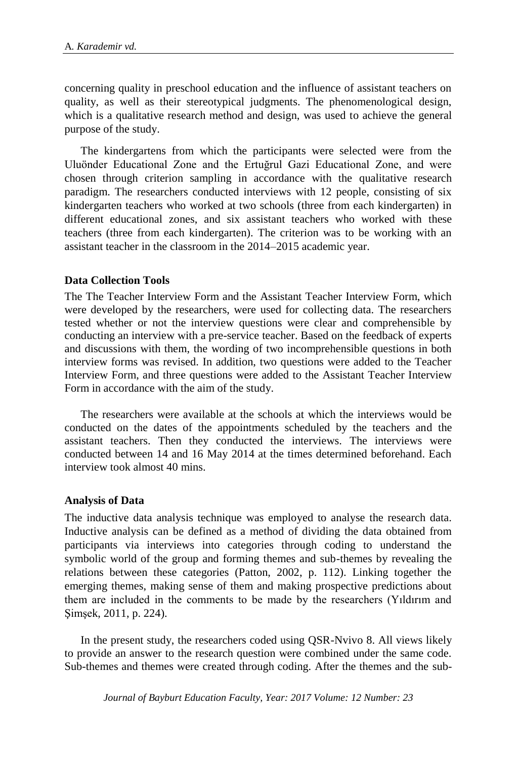concerning quality in preschool education and the influence of assistant teachers on quality, as well as their stereotypical judgments. The phenomenological design, which is a qualitative research method and design, was used to achieve the general purpose of the study.

The kindergartens from which the participants were selected were from the Uluönder Educational Zone and the Ertuğrul Gazi Educational Zone, and were chosen through criterion sampling in accordance with the qualitative research paradigm. The researchers conducted interviews with 12 people, consisting of six kindergarten teachers who worked at two schools (three from each kindergarten) in different educational zones, and six assistant teachers who worked with these teachers (three from each kindergarten). The criterion was to be working with an assistant teacher in the classroom in the 2014–2015 academic year.

### Data Collection Tools

The The Teacher Interview Form and the Assistant Teacher Interview Form, which were developed by the researchers, were used for collecting data. The researchers tested whether or not the interview questions were clear and comprehensible by conducting an interview with a pre-service teacher. Based on the feedback of experts and discussions with them, the wording of two incomprehensible questions in both interview forms was revised. In addition, two questions were added to the Teacher Interview Form, and three questions were added to the Assistant Teacher Interview Form in accordance with the aim of the study.

The researchers were available at the schools at which the interviews would be conducted on the dates of the appointments scheduled by the teachers and the assistant teachers. Then they conducted the interviews. The interviews were conducted between 14 and 16 May 2014 at the times determined beforehand. Each interview took almost 40 mins.

### Analysis of Data

The inductive data analysis technique was employed to analyse the research data. Inductive analysis can be defined as a method of dividing the data obtained from participants via interviews into categories through coding to understand the symbolic world of the group and forming themes and sub-themes by revealing the relations between these categories (Patton, 2002, p. 112). Linking together the emerging themes, making sense of them and making prospective predictions about them are included in the comments to be made by the researchers (Yıldırım and Şimşek, 2011, p. 224).

In the present study, the researchers coded using QSR-Nvivo 8. All views likely to provide an answer to the research question were combined under the same code. Sub-themes and themes were created through coding. After the themes and the sub-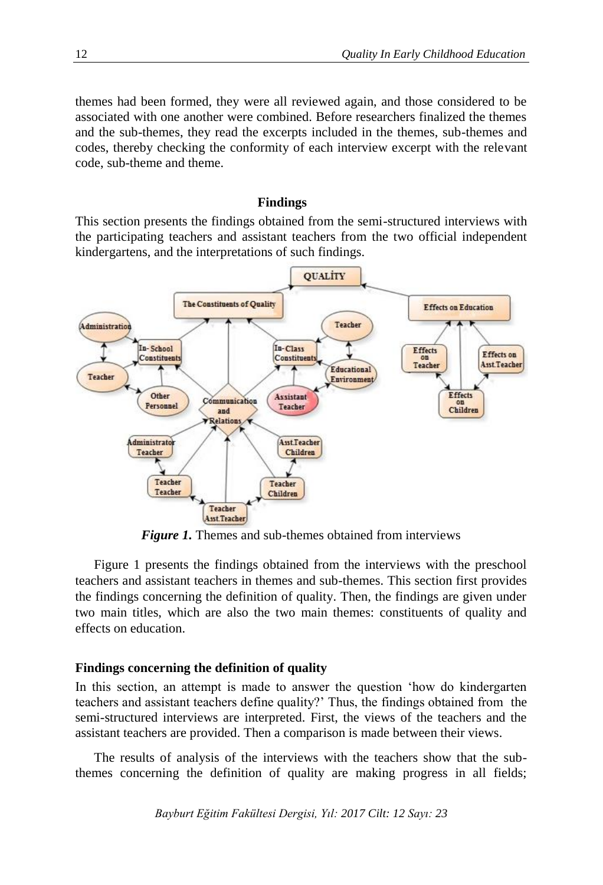themes had been formed, they were all reviewed again, and those considered to be associated with one another were combined. Before researchers finalized the themes and the sub-themes, they read the excerpts included in the themes, sub-themes and codes, thereby checking the conformity of each interview excerpt with the relevant code, sub-theme and theme.

## Findings

This section presents the findings obtained from the semi-structured interviews with the participating teachers and assistant teachers from the two official independent kindergartens, and the interpretations of such findings.

***Figure 1.*** Themes and sub-themes obtained from interviews

Figure 1 presents the findings obtained from the interviews with the preschool teachers and assistant teachers in themes and sub-themes. This section first provides the findings concerning the definition of quality. Then, the findings are given under two main titles, which are also the two main themes: constituents of quality and effects on education.

### Findings concerning the definition of quality

In this section, an attempt is made to answer the question 'how do kindergarten teachers and assistant teachers define quality?' Thus, the findings obtained from the semi-structured interviews are interpreted. First, the views of the teachers and the assistant teachers are provided. Then a comparison is made between their views.

The results of analysis of the interviews with the teachers show that the sub-themes concerning the definition of quality are making progress in all fields;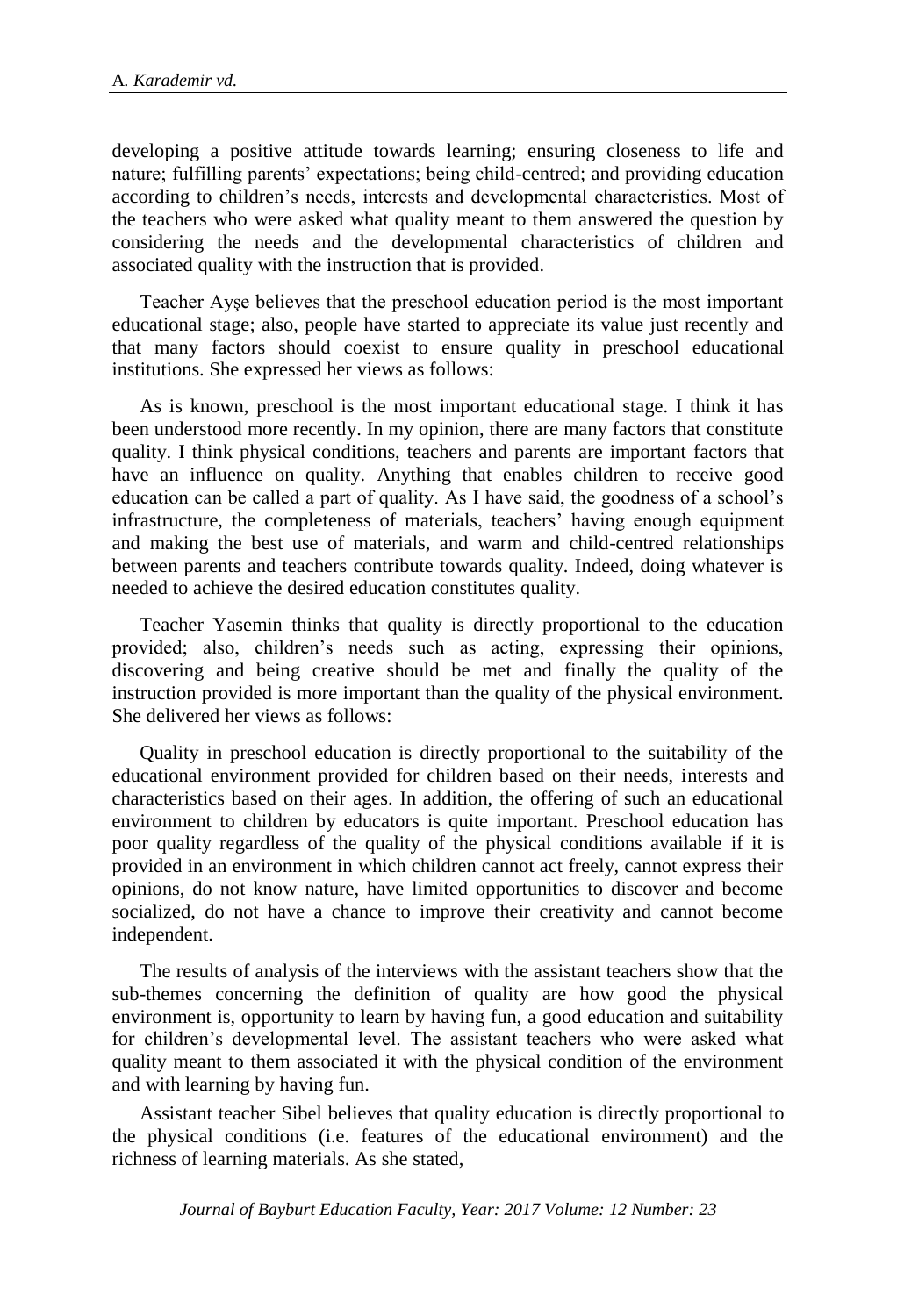developing a positive attitude towards learning; ensuring closeness to life and nature; fulfilling parents' expectations; being child-centred; and providing education according to children's needs, interests and developmental characteristics. Most of the teachers who were asked what quality meant to them answered the question by considering the needs and the developmental characteristics of children and associated quality with the instruction that is provided.

Teacher Ayşe believes that the preschool education period is the most important educational stage; also, people have started to appreciate its value just recently and that many factors should coexist to ensure quality in preschool educational institutions. She expressed her views as follows:

As is known, preschool is the most important educational stage. I think it has been understood more recently. In my opinion, there are many factors that constitute quality. I think physical conditions, teachers and parents are important factors that have an influence on quality. Anything that enables children to receive good education can be called a part of quality. As I have said, the goodness of a school's infrastructure, the completeness of materials, teachers' having enough equipment and making the best use of materials, and warm and child-centred relationships between parents and teachers contribute towards quality. Indeed, doing whatever is needed to achieve the desired education constitutes quality.

Teacher Yasemin thinks that quality is directly proportional to the education provided; also, children's needs such as acting, expressing their opinions, discovering and being creative should be met and finally the quality of the instruction provided is more important than the quality of the physical environment. She delivered her views as follows:

Quality in preschool education is directly proportional to the suitability of the educational environment provided for children based on their needs, interests and characteristics based on their ages. In addition, the offering of such an educational environment to children by educators is quite important. Preschool education has poor quality regardless of the quality of the physical conditions available if it is provided in an environment in which children cannot act freely, cannot express their opinions, do not know nature, have limited opportunities to discover and become socialized, do not have a chance to improve their creativity and cannot become independent.

The results of analysis of the interviews with the assistant teachers show that the sub-themes concerning the definition of quality are how good the physical environment is, opportunity to learn by having fun, a good education and suitability for children's developmental level. The assistant teachers who were asked what quality meant to them associated it with the physical condition of the environment and with learning by having fun.

Assistant teacher Sibel believes that quality education is directly proportional to the physical conditions (i.e. features of the educational environment) and the richness of learning materials. As she stated,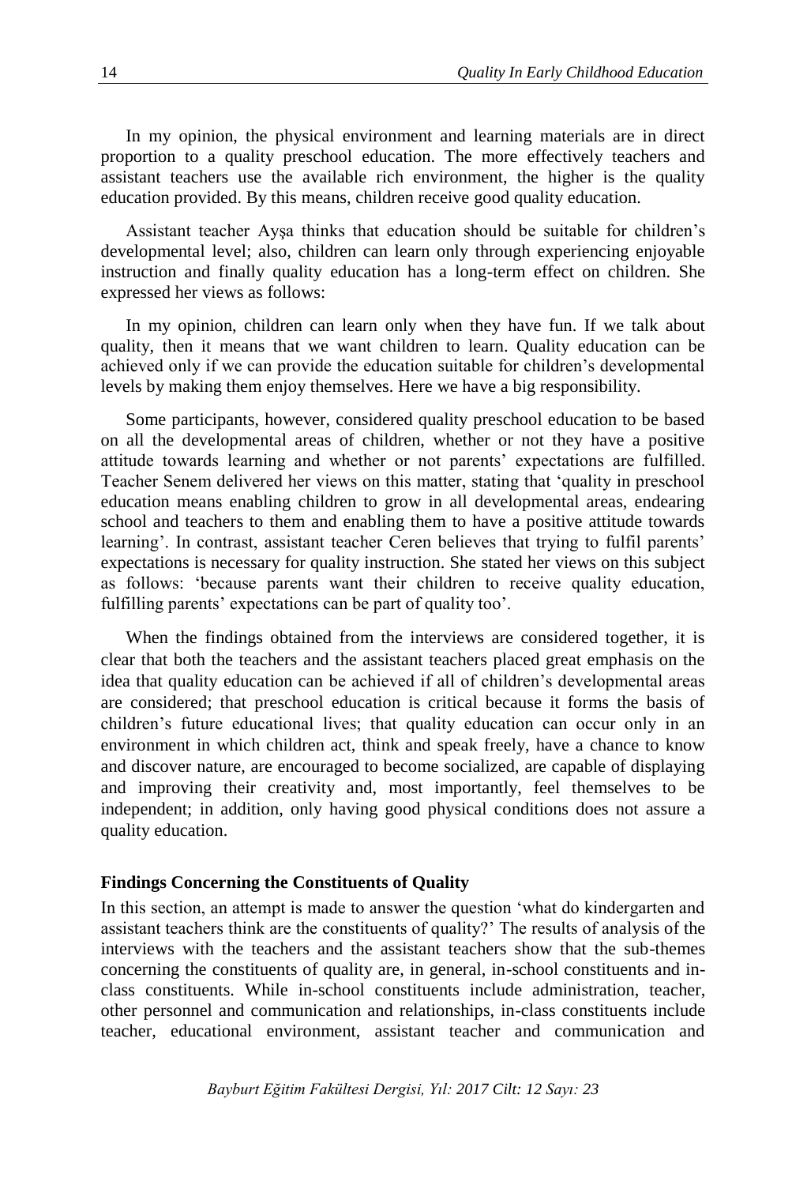In my opinion, the physical environment and learning materials are in direct proportion to a quality preschool education. The more effectively teachers and assistant teachers use the available rich environment, the higher is the quality education provided. By this means, children receive good quality education.

Assistant teacher Ayşa thinks that education should be suitable for children's developmental level; also, children can learn only through experiencing enjoyable instruction and finally quality education has a long-term effect on children. She expressed her views as follows:

In my opinion, children can learn only when they have fun. If we talk about quality, then it means that we want children to learn. Quality education can be achieved only if we can provide the education suitable for children's developmental levels by making them enjoy themselves. Here we have a big responsibility.

Some participants, however, considered quality preschool education to be based on all the developmental areas of children, whether or not they have a positive attitude towards learning and whether or not parents' expectations are fulfilled. Teacher Senem delivered her views on this matter, stating that 'quality in preschool education means enabling children to grow in all developmental areas, endearing school and teachers to them and enabling them to have a positive attitude towards learning'. In contrast, assistant teacher Ceren believes that trying to fulfil parents' expectations is necessary for quality instruction. She stated her views on this subject as follows: 'because parents want their children to receive quality education, fulfilling parents' expectations can be part of quality too'.

When the findings obtained from the interviews are considered together, it is clear that both the teachers and the assistant teachers placed great emphasis on the idea that quality education can be achieved if all of children's developmental areas are considered; that preschool education is critical because it forms the basis of children's future educational lives; that quality education can occur only in an environment in which children act, think and speak freely, have a chance to know and discover nature, are encouraged to become socialized, are capable of displaying and improving their creativity and, most importantly, feel themselves to be independent; in addition, only having good physical conditions does not assure a quality education.

### Findings Concerning the Constituents of Quality

In this section, an attempt is made to answer the question 'what do kindergarten and assistant teachers think are the constituents of quality?' The results of analysis of the interviews with the teachers and the assistant teachers show that the sub-themes concerning the constituents of quality are, in general, in-school constituents and in-class constituents. While in-school constituents include administration, teacher, other personnel and communication and relationships, in-class constituents include teacher, educational environment, assistant teacher and communication and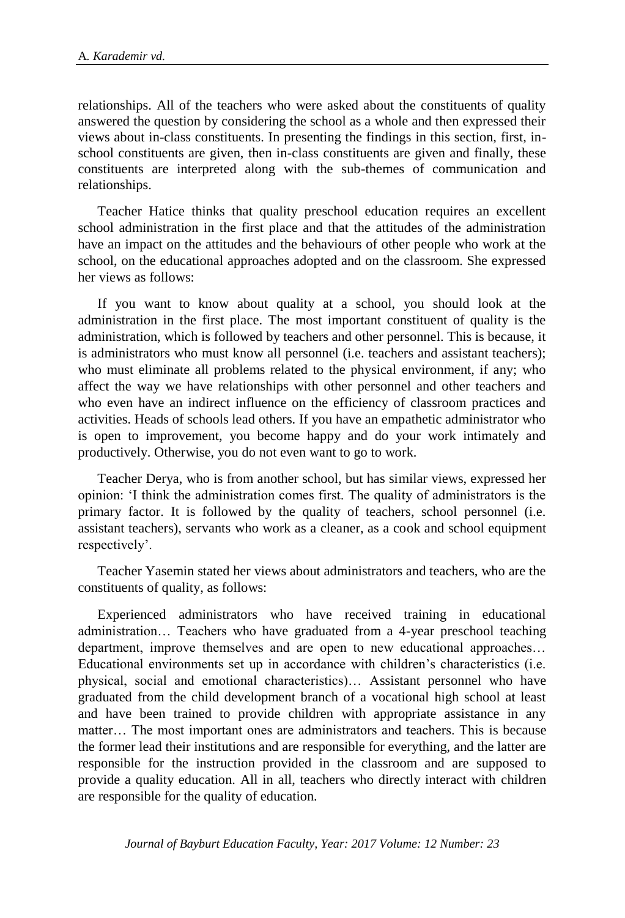relationships. All of the teachers who were asked about the constituents of quality answered the question by considering the school as a whole and then expressed their views about in-class constituents. In presenting the findings in this section, first, in-school constituents are given, then in-class constituents are given and finally, these constituents are interpreted along with the sub-themes of communication and relationships.

Teacher Hatice thinks that quality preschool education requires an excellent school administration in the first place and that the attitudes of the administration have an impact on the attitudes and the behaviours of other people who work at the school, on the educational approaches adopted and on the classroom. She expressed her views as follows:

If you want to know about quality at a school, you should look at the administration in the first place. The most important constituent of quality is the administration, which is followed by teachers and other personnel. This is because, it is administrators who must know all personnel (i.e. teachers and assistant teachers); who must eliminate all problems related to the physical environment, if any; who affect the way we have relationships with other personnel and other teachers and who even have an indirect influence on the efficiency of classroom practices and activities. Heads of schools lead others. If you have an empathetic administrator who is open to improvement, you become happy and do your work intimately and productively. Otherwise, you do not even want to go to work.

Teacher Derya, who is from another school, but has similar views, expressed her opinion: 'I think the administration comes first. The quality of administrators is the primary factor. It is followed by the quality of teachers, school personnel (i.e. assistant teachers), servants who work as a cleaner, as a cook and school equipment respectively'.

Teacher Yasemin stated her views about administrators and teachers, who are the constituents of quality, as follows:

Experienced administrators who have received training in educational administration… Teachers who have graduated from a 4-year preschool teaching department, improve themselves and are open to new educational approaches… Educational environments set up in accordance with children's characteristics (i.e. physical, social and emotional characteristics)… Assistant personnel who have graduated from the child development branch of a vocational high school at least and have been trained to provide children with appropriate assistance in any matter… The most important ones are administrators and teachers. This is because the former lead their institutions and are responsible for everything, and the latter are responsible for the instruction provided in the classroom and are supposed to provide a quality education. All in all, teachers who directly interact with children are responsible for the quality of education.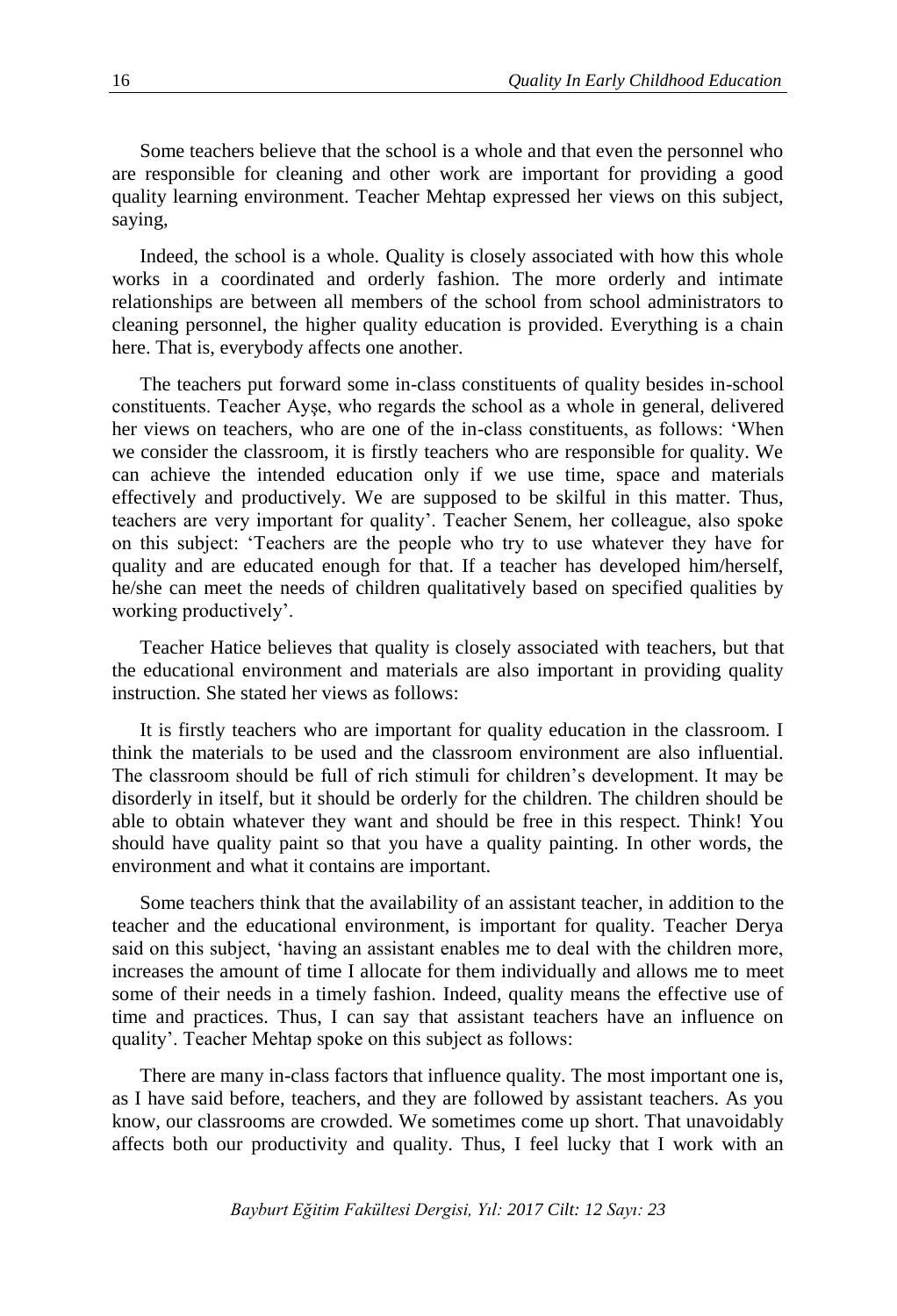Some teachers believe that the school is a whole and that even the personnel who are responsible for cleaning and other work are important for providing a good quality learning environment. Teacher Mehtap expressed her views on this subject, saying,

Indeed, the school is a whole. Quality is closely associated with how this whole works in a coordinated and orderly fashion. The more orderly and intimate relationships are between all members of the school from school administrators to cleaning personnel, the higher quality education is provided. Everything is a chain here. That is, everybody affects one another.

The teachers put forward some in-class constituents of quality besides in-school constituents. Teacher Ayşe, who regards the school as a whole in general, delivered her views on teachers, who are one of the in-class constituents, as follows: 'When we consider the classroom, it is firstly teachers who are responsible for quality. We can achieve the intended education only if we use time, space and materials effectively and productively. We are supposed to be skilful in this matter. Thus, teachers are very important for quality'. Teacher Senem, her colleague, also spoke on this subject: 'Teachers are the people who try to use whatever they have for quality and are educated enough for that. If a teacher has developed him/herself, he/she can meet the needs of children qualitatively based on specified qualities by working productively'.

Teacher Hatice believes that quality is closely associated with teachers, but that the educational environment and materials are also important in providing quality instruction. She stated her views as follows:

It is firstly teachers who are important for quality education in the classroom. I think the materials to be used and the classroom environment are also influential. The classroom should be full of rich stimuli for children's development. It may be disorderly in itself, but it should be orderly for the children. The children should be able to obtain whatever they want and should be free in this respect. Think! You should have quality paint so that you have a quality painting. In other words, the environment and what it contains are important.

Some teachers think that the availability of an assistant teacher, in addition to the teacher and the educational environment, is important for quality. Teacher Derya said on this subject, 'having an assistant enables me to deal with the children more, increases the amount of time I allocate for them individually and allows me to meet some of their needs in a timely fashion. Indeed, quality means the effective use of time and practices. Thus, I can say that assistant teachers have an influence on quality'. Teacher Mehtap spoke on this subject as follows:

There are many in-class factors that influence quality. The most important one is, as I have said before, teachers, and they are followed by assistant teachers. As you know, our classrooms are crowded. We sometimes come up short. That unavoidably affects both our productivity and quality. Thus, I feel lucky that I work with an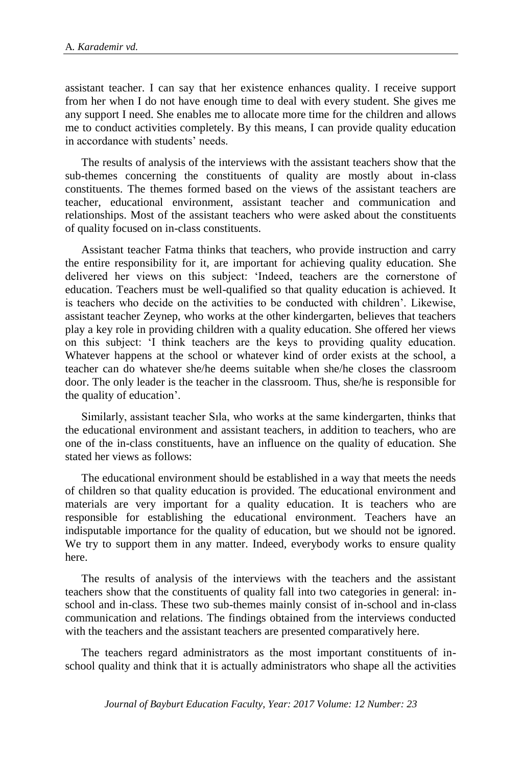assistant teacher. I can say that her existence enhances quality. I receive support from her when I do not have enough time to deal with every student. She gives me any support I need. She enables me to allocate more time for the children and allows me to conduct activities completely. By this means, I can provide quality education in accordance with students' needs.

The results of analysis of the interviews with the assistant teachers show that the sub-themes concerning the constituents of quality are mostly about in-class constituents. The themes formed based on the views of the assistant teachers are teacher, educational environment, assistant teacher and communication and relationships. Most of the assistant teachers who were asked about the constituents of quality focused on in-class constituents.

Assistant teacher Fatma thinks that teachers, who provide instruction and carry the entire responsibility for it, are important for achieving quality education. She delivered her views on this subject: 'Indeed, teachers are the cornerstone of education. Teachers must be well-qualified so that quality education is achieved. It is teachers who decide on the activities to be conducted with children'. Likewise, assistant teacher Zeynep, who works at the other kindergarten, believes that teachers play a key role in providing children with a quality education. She offered her views on this subject: 'I think teachers are the keys to providing quality education. Whatever happens at the school or whatever kind of order exists at the school, a teacher can do whatever she/he deems suitable when she/he closes the classroom door. The only leader is the teacher in the classroom. Thus, she/he is responsible for the quality of education'.

Similarly, assistant teacher Sıla, who works at the same kindergarten, thinks that the educational environment and assistant teachers, in addition to teachers, who are one of the in-class constituents, have an influence on the quality of education. She stated her views as follows:

The educational environment should be established in a way that meets the needs of children so that quality education is provided. The educational environment and materials are very important for a quality education. It is teachers who are responsible for establishing the educational environment. Teachers have an indisputable importance for the quality of education, but we should not be ignored. We try to support them in any matter. Indeed, everybody works to ensure quality here.

The results of analysis of the interviews with the teachers and the assistant teachers show that the constituents of quality fall into two categories in general: in-school and in-class. These two sub-themes mainly consist of in-school and in-class communication and relations. The findings obtained from the interviews conducted with the teachers and the assistant teachers are presented comparatively here.

The teachers regard administrators as the most important constituents of in-school quality and think that it is actually administrators who shape all the activities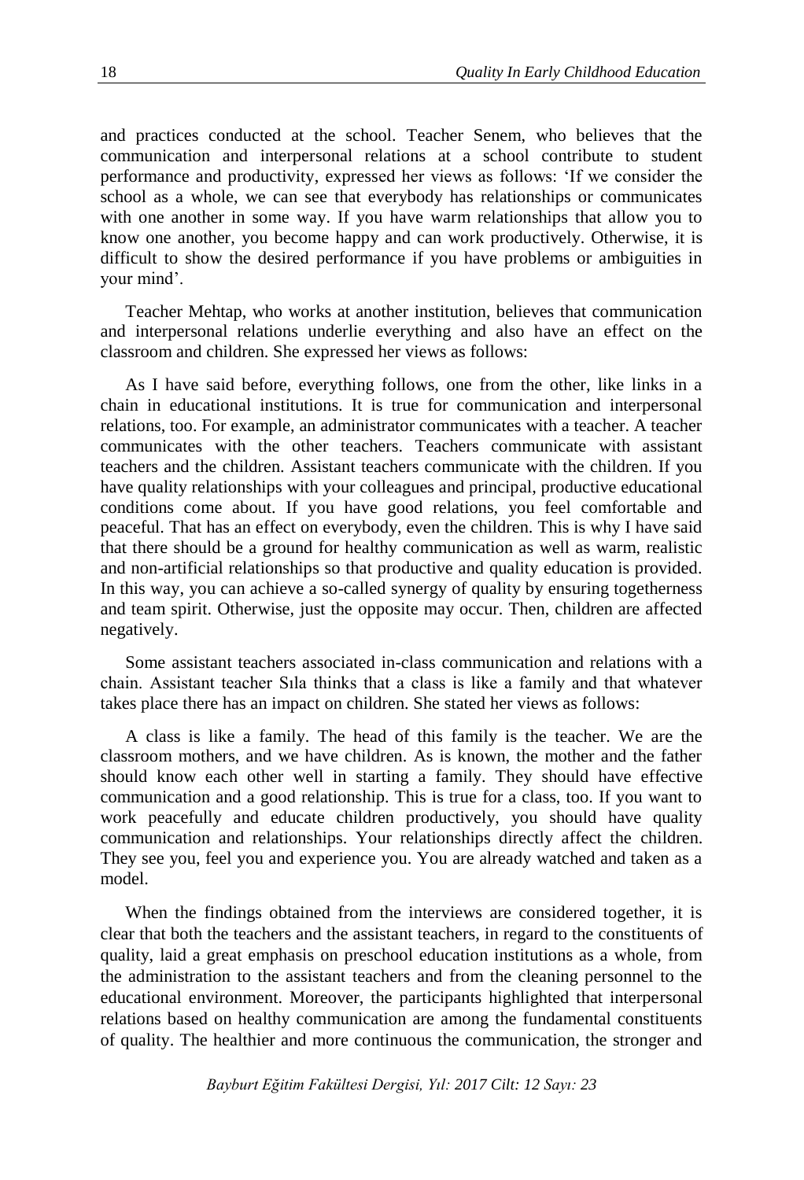and practices conducted at the school. Teacher Senem, who believes that the communication and interpersonal relations at a school contribute to student performance and productivity, expressed her views as follows: 'If we consider the school as a whole, we can see that everybody has relationships or communicates with one another in some way. If you have warm relationships that allow you to know one another, you become happy and can work productively. Otherwise, it is difficult to show the desired performance if you have problems or ambiguities in your mind'.

Teacher Mehtap, who works at another institution, believes that communication and interpersonal relations underlie everything and also have an effect on the classroom and children. She expressed her views as follows:

As I have said before, everything follows, one from the other, like links in a chain in educational institutions. It is true for communication and interpersonal relations, too. For example, an administrator communicates with a teacher. A teacher communicates with the other teachers. Teachers communicate with assistant teachers and the children. Assistant teachers communicate with the children. If you have quality relationships with your colleagues and principal, productive educational conditions come about. If you have good relations, you feel comfortable and peaceful. That has an effect on everybody, even the children. This is why I have said that there should be a ground for healthy communication as well as warm, realistic and non-artificial relationships so that productive and quality education is provided. In this way, you can achieve a so-called synergy of quality by ensuring togetherness and team spirit. Otherwise, just the opposite may occur. Then, children are affected negatively.

Some assistant teachers associated in-class communication and relations with a chain. Assistant teacher Sıla thinks that a class is like a family and that whatever takes place there has an impact on children. She stated her views as follows:

A class is like a family. The head of this family is the teacher. We are the classroom mothers, and we have children. As is known, the mother and the father should know each other well in starting a family. They should have effective communication and a good relationship. This is true for a class, too. If you want to work peacefully and educate children productively, you should have quality communication and relationships. Your relationships directly affect the children. They see you, feel you and experience you. You are already watched and taken as a model.

When the findings obtained from the interviews are considered together, it is clear that both the teachers and the assistant teachers, in regard to the constituents of quality, laid a great emphasis on preschool education institutions as a whole, from the administration to the assistant teachers and from the cleaning personnel to the educational environment. Moreover, the participants highlighted that interpersonal relations based on healthy communication are among the fundamental constituents of quality. The healthier and more continuous the communication, the stronger and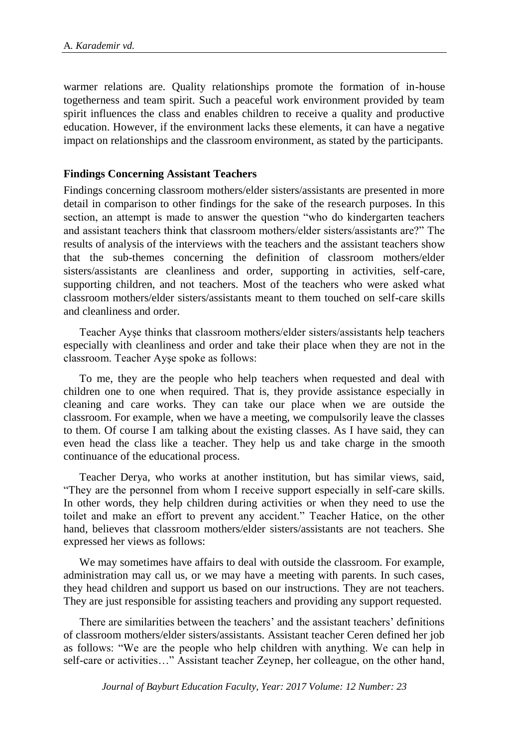warmer relations are. Quality relationships promote the formation of in-house togetherness and team spirit. Such a peaceful work environment provided by team spirit influences the class and enables children to receive a quality and productive education. However, if the environment lacks these elements, it can have a negative impact on relationships and the classroom environment, as stated by the participants.

**Findings Concerning Assistant Teachers**

Findings concerning classroom mothers/elder sisters/assistants are presented in more detail in comparison to other findings for the sake of the research purposes. In this section, an attempt is made to answer the question "who do kindergarten teachers and assistant teachers think that classroom mothers/elder sisters/assistants are?" The results of analysis of the interviews with the teachers and the assistant teachers show that the sub-themes concerning the definition of classroom mothers/elder sisters/assistants are cleanliness and order, supporting in activities, self-care, supporting children, and not teachers. Most of the teachers who were asked what classroom mothers/elder sisters/assistants meant to them touched on self-care skills and cleanliness and order.

Teacher Ayşe thinks that classroom mothers/elder sisters/assistants help teachers especially with cleanliness and order and take their place when they are not in the classroom. Teacher Ayşe spoke as follows:

To me, they are the people who help teachers when requested and deal with children one to one when required. That is, they provide assistance especially in cleaning and care works. They can take our place when we are outside the classroom. For example, when we have a meeting, we compulsorily leave the classes to them. Of course I am talking about the existing classes. As I have said, they can even head the class like a teacher. They help us and take charge in the smooth continuance of the educational process.

Teacher Derya, who works at another institution, but has similar views, said, "They are the personnel from whom I receive support especially in self-care skills. In other words, they help children during activities or when they need to use the toilet and make an effort to prevent any accident." Teacher Hatice, on the other hand, believes that classroom mothers/elder sisters/assistants are not teachers. She expressed her views as follows:

We may sometimes have affairs to deal with outside the classroom. For example, administration may call us, or we may have a meeting with parents. In such cases, they head children and support us based on our instructions. They are not teachers. They are just responsible for assisting teachers and providing any support requested.

There are similarities between the teachers' and the assistant teachers' definitions of classroom mothers/elder sisters/assistants. Assistant teacher Ceren defined her job as follows: "We are the people who help children with anything. We can help in self-care or activities…" Assistant teacher Zeynep, her colleague, on the other hand,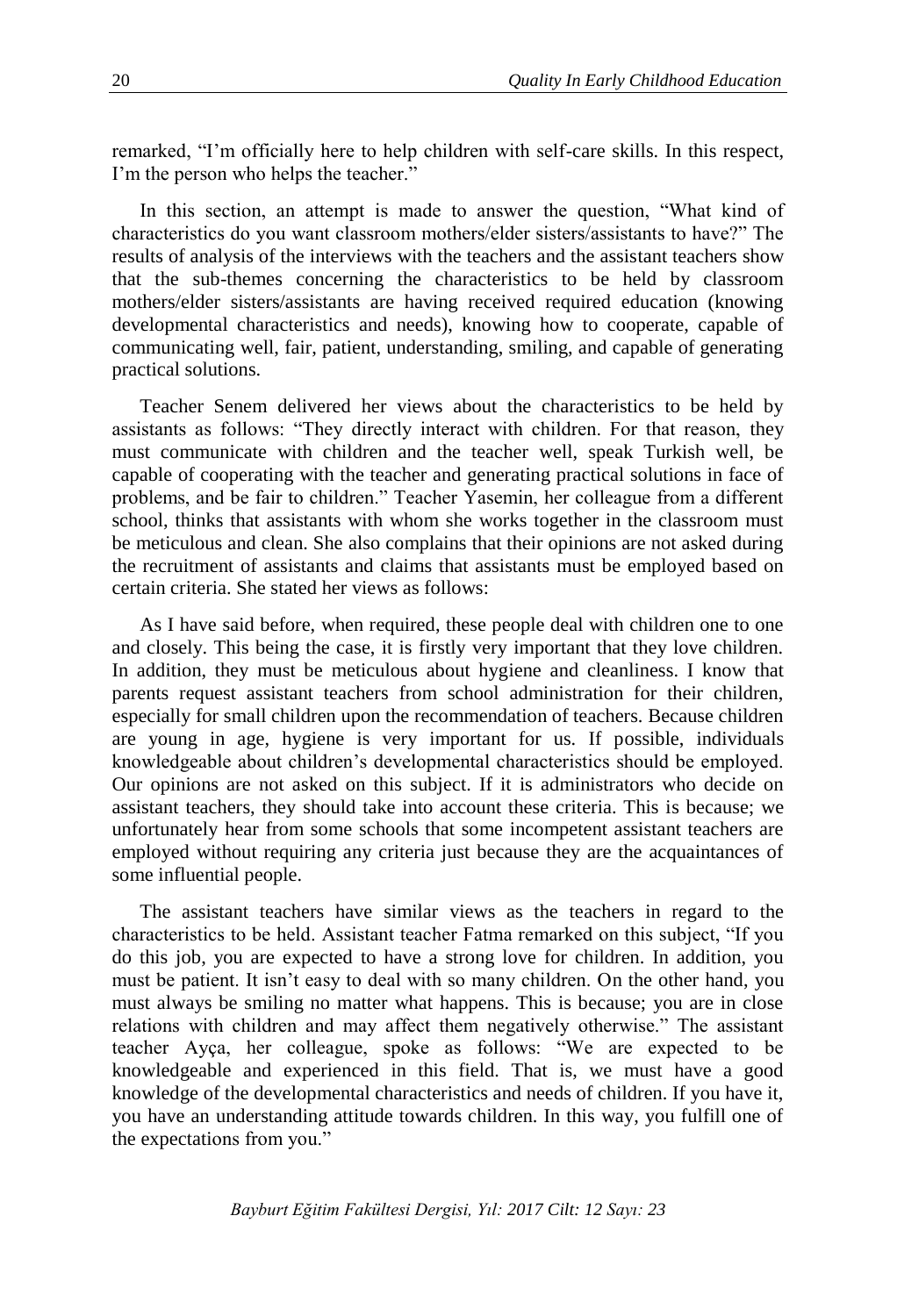remarked, "I'm officially here to help children with self-care skills. In this respect, I'm the person who helps the teacher."

In this section, an attempt is made to answer the question, "What kind of characteristics do you want classroom mothers/elder sisters/assistants to have?" The results of analysis of the interviews with the teachers and the assistant teachers show that the sub-themes concerning the characteristics to be held by classroom mothers/elder sisters/assistants are having received required education (knowing developmental characteristics and needs), knowing how to cooperate, capable of communicating well, fair, patient, understanding, smiling, and capable of generating practical solutions.

Teacher Senem delivered her views about the characteristics to be held by assistants as follows: "They directly interact with children. For that reason, they must communicate with children and the teacher well, speak Turkish well, be capable of cooperating with the teacher and generating practical solutions in face of problems, and be fair to children." Teacher Yasemin, her colleague from a different school, thinks that assistants with whom she works together in the classroom must be meticulous and clean. She also complains that their opinions are not asked during the recruitment of assistants and claims that assistants must be employed based on certain criteria. She stated her views as follows:

As I have said before, when required, these people deal with children one to one and closely. This being the case, it is firstly very important that they love children. In addition, they must be meticulous about hygiene and cleanliness. I know that parents request assistant teachers from school administration for their children, especially for small children upon the recommendation of teachers. Because children are young in age, hygiene is very important for us. If possible, individuals knowledgeable about children's developmental characteristics should be employed. Our opinions are not asked on this subject. If it is administrators who decide on assistant teachers, they should take into account these criteria. This is because; we unfortunately hear from some schools that some incompetent assistant teachers are employed without requiring any criteria just because they are the acquaintances of some influential people.

The assistant teachers have similar views as the teachers in regard to the characteristics to be held. Assistant teacher Fatma remarked on this subject, "If you do this job, you are expected to have a strong love for children. In addition, you must be patient. It isn't easy to deal with so many children. On the other hand, you must always be smiling no matter what happens. This is because; you are in close relations with children and may affect them negatively otherwise." The assistant teacher Ayça, her colleague, spoke as follows: "We are expected to be knowledgeable and experienced in this field. That is, we must have a good knowledge of the developmental characteristics and needs of children. If you have it, you have an understanding attitude towards children. In this way, you fulfill one of the expectations from you."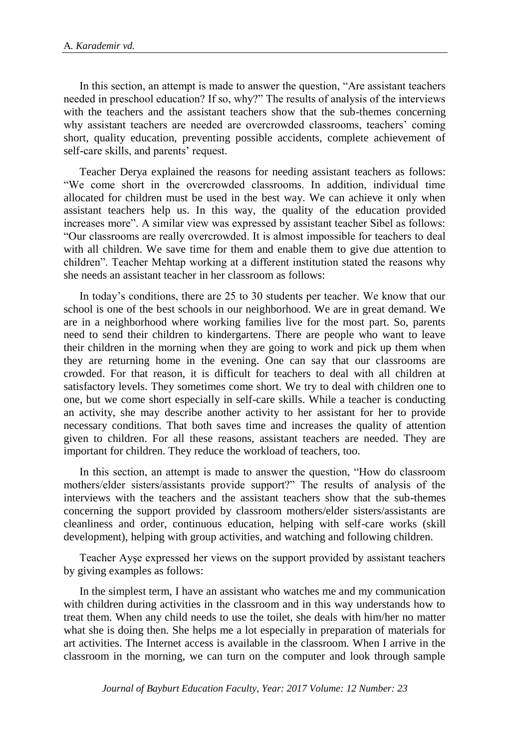In this section, an attempt is made to answer the question, "Are assistant teachers needed in preschool education? If so, why?" The results of analysis of the interviews with the teachers and the assistant teachers show that the sub-themes concerning why assistant teachers are needed are overcrowded classrooms, teachers' coming short, quality education, preventing possible accidents, complete achievement of self-care skills, and parents' request.

Teacher Derya explained the reasons for needing assistant teachers as follows: "We come short in the overcrowded classrooms. In addition, individual time allocated for children must be used in the best way. We can achieve it only when assistant teachers help us. In this way, the quality of the education provided increases more". A similar view was expressed by assistant teacher Sibel as follows: "Our classrooms are really overcrowded. It is almost impossible for teachers to deal with all children. We save time for them and enable them to give due attention to children". Teacher Mehtap working at a different institution stated the reasons why she needs an assistant teacher in her classroom as follows:

> In today's conditions, there are 25 to 30 students per teacher. We know that our school is one of the best schools in our neighborhood. We are in great demand. We are in a neighborhood where working families live for the most part. So, parents need to send their children to kindergartens. There are people who want to leave their children in the morning when they are going to work and pick up them when they are returning home in the evening. One can say that our classrooms are crowded. For that reason, it is difficult for teachers to deal with all children at satisfactory levels. They sometimes come short. We try to deal with children one to one, but we come short especially in self-care skills. While a teacher is conducting an activity, she may describe another activity to her assistant for her to provide necessary conditions. That both saves time and increases the quality of attention given to children. For all these reasons, assistant teachers are needed. They are important for children. They reduce the workload of teachers, too.

In this section, an attempt is made to answer the question, "How do classroom mothers/elder sisters/assistants provide support?" The results of analysis of the interviews with the teachers and the assistant teachers show that the sub-themes concerning the support provided by classroom mothers/elder sisters/assistants are cleanliness and order, continuous education, helping with self-care works (skill development), helping with group activities, and watching and following children.

Teacher Ayşe expressed her views on the support provided by assistant teachers by giving examples as follows:

> In the simplest term, I have an assistant who watches me and my communication with children during activities in the classroom and in this way understands how to treat them. When any child needs to use the toilet, she deals with him/her no matter what she is doing then. She helps me a lot especially in preparation of materials for art activities. The Internet access is available in the classroom. When I arrive in the classroom in the morning, we can turn on the computer and look through sample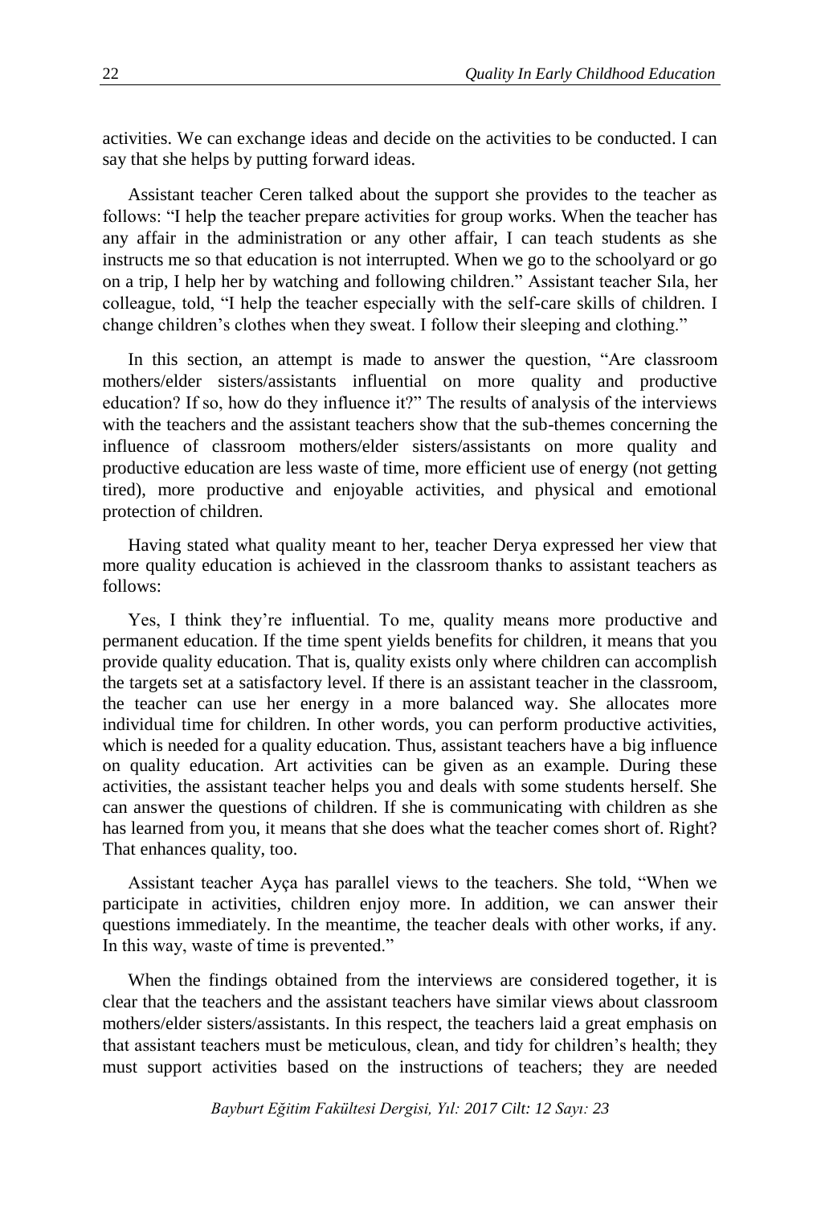activities. We can exchange ideas and decide on the activities to be conducted. I can say that she helps by putting forward ideas.

Assistant teacher Ceren talked about the support she provides to the teacher as follows: "I help the teacher prepare activities for group works. When the teacher has any affair in the administration or any other affair, I can teach students as she instructs me so that education is not interrupted. When we go to the schoolyard or go on a trip, I help her by watching and following children." Assistant teacher Sıla, her colleague, told, "I help the teacher especially with the self-care skills of children. I change children's clothes when they sweat. I follow their sleeping and clothing."

In this section, an attempt is made to answer the question, "Are classroom mothers/elder sisters/assistants influential on more quality and productive education? If so, how do they influence it?" The results of analysis of the interviews with the teachers and the assistant teachers show that the sub-themes concerning the influence of classroom mothers/elder sisters/assistants on more quality and productive education are less waste of time, more efficient use of energy (not getting tired), more productive and enjoyable activities, and physical and emotional protection of children.

Having stated what quality meant to her, teacher Derya expressed her view that more quality education is achieved in the classroom thanks to assistant teachers as follows:

Yes, I think they're influential. To me, quality means more productive and permanent education. If the time spent yields benefits for children, it means that you provide quality education. That is, quality exists only where children can accomplish the targets set at a satisfactory level. If there is an assistant teacher in the classroom, the teacher can use her energy in a more balanced way. She allocates more individual time for children. In other words, you can perform productive activities, which is needed for a quality education. Thus, assistant teachers have a big influence on quality education. Art activities can be given as an example. During these activities, the assistant teacher helps you and deals with some students herself. She can answer the questions of children. If she is communicating with children as she has learned from you, it means that she does what the teacher comes short of. Right? That enhances quality, too.

Assistant teacher Ayça has parallel views to the teachers. She told, "When we participate in activities, children enjoy more. In addition, we can answer their questions immediately. In the meantime, the teacher deals with other works, if any. In this way, waste of time is prevented."

When the findings obtained from the interviews are considered together, it is clear that the teachers and the assistant teachers have similar views about classroom mothers/elder sisters/assistants. In this respect, the teachers laid a great emphasis on that assistant teachers must be meticulous, clean, and tidy for children's health; they must support activities based on the instructions of teachers; they are needed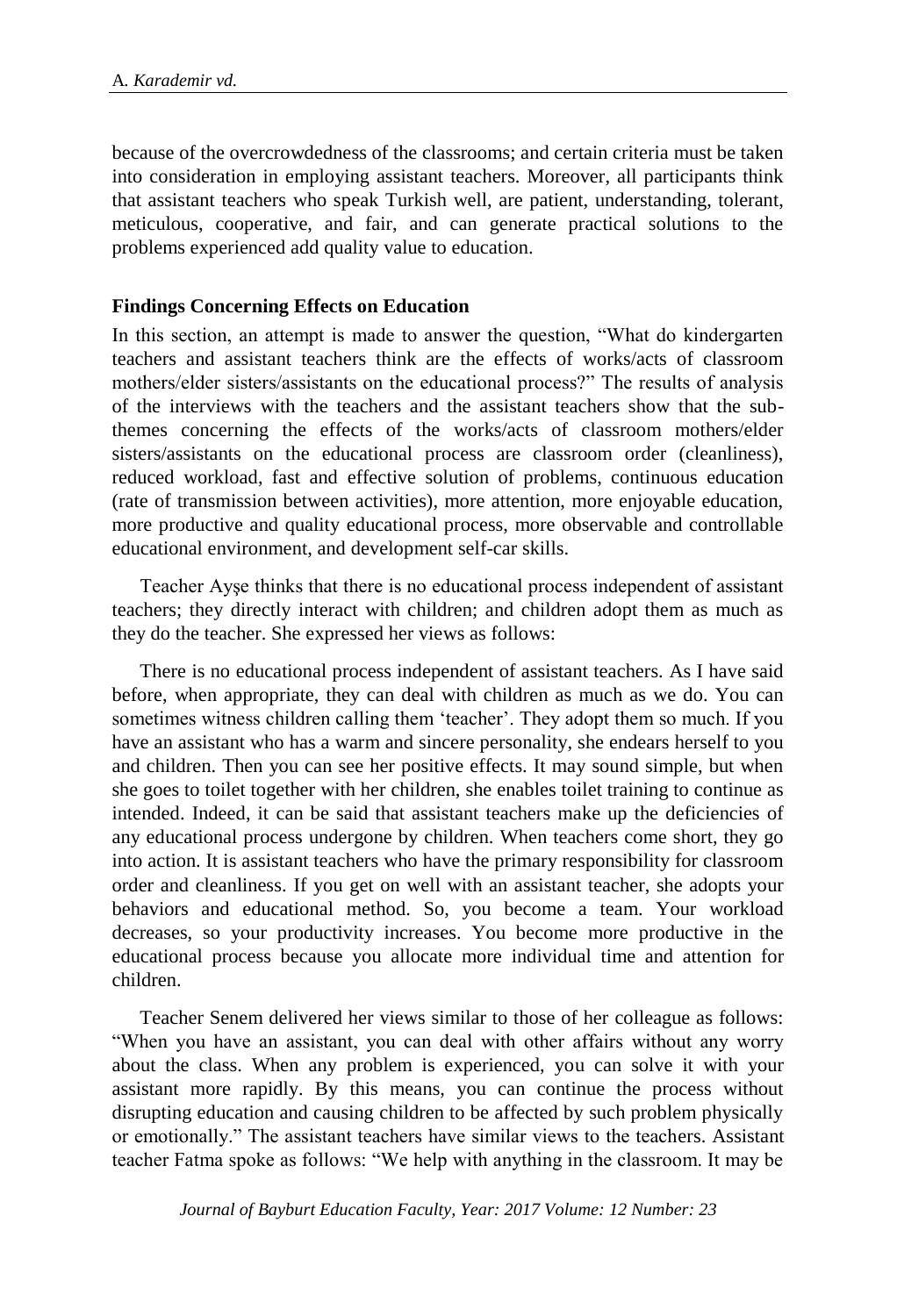because of the overcrowdedness of the classrooms; and certain criteria must be taken into consideration in employing assistant teachers. Moreover, all participants think that assistant teachers who speak Turkish well, are patient, understanding, tolerant, meticulous, cooperative, and fair, and can generate practical solutions to the problems experienced add quality value to education.

## Findings Concerning Effects on Education

In this section, an attempt is made to answer the question, "What do kindergarten teachers and assistant teachers think are the effects of works/acts of classroom mothers/elder sisters/assistants on the educational process?" The results of analysis of the interviews with the teachers and the assistant teachers show that the sub-themes concerning the effects of the works/acts of classroom mothers/elder sisters/assistants on the educational process are classroom order (cleanliness), reduced workload, fast and effective solution of problems, continuous education (rate of transmission between activities), more attention, more enjoyable education, more productive and quality educational process, more observable and controllable educational environment, and development self-car skills.

Teacher Ayşe thinks that there is no educational process independent of assistant teachers; they directly interact with children; and children adopt them as much as they do the teacher. She expressed her views as follows:

There is no educational process independent of assistant teachers. As I have said before, when appropriate, they can deal with children as much as we do. You can sometimes witness children calling them 'teacher'. They adopt them so much. If you have an assistant who has a warm and sincere personality, she endears herself to you and children. Then you can see her positive effects. It may sound simple, but when she goes to toilet together with her children, she enables toilet training to continue as intended. Indeed, it can be said that assistant teachers make up the deficiencies of any educational process undergone by children. When teachers come short, they go into action. It is assistant teachers who have the primary responsibility for classroom order and cleanliness. If you get on well with an assistant teacher, she adopts your behaviors and educational method. So, you become a team. Your workload decreases, so your productivity increases. You become more productive in the educational process because you allocate more individual time and attention for children.

Teacher Senem delivered her views similar to those of her colleague as follows: "When you have an assistant, you can deal with other affairs without any worry about the class. When any problem is experienced, you can solve it with your assistant more rapidly. By this means, you can continue the process without disrupting education and causing children to be affected by such problem physically or emotionally." The assistant teachers have similar views to the teachers. Assistant teacher Fatma spoke as follows: "We help with anything in the classroom. It may be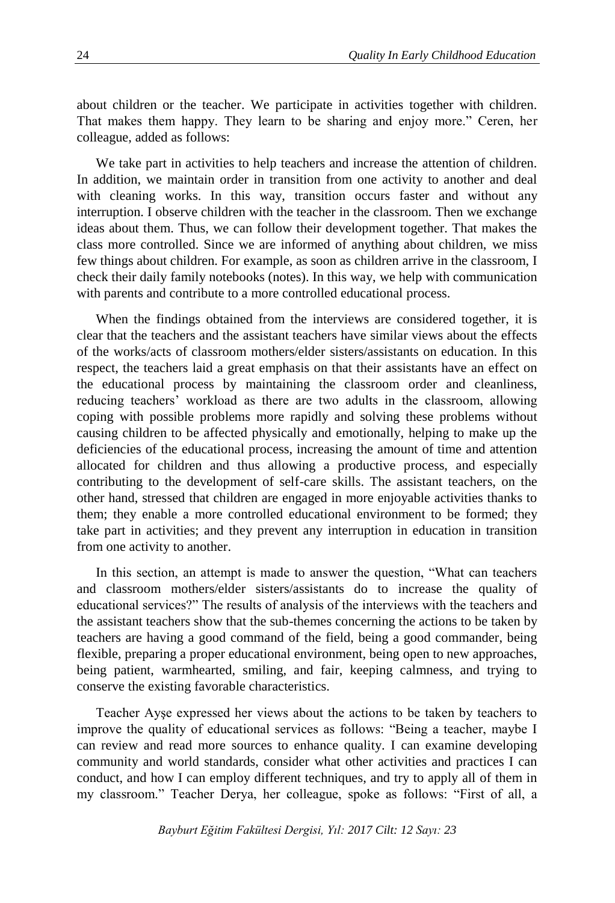about children or the teacher. We participate in activities together with children. That makes them happy. They learn to be sharing and enjoy more." Ceren, her colleague, added as follows:

We take part in activities to help teachers and increase the attention of children. In addition, we maintain order in transition from one activity to another and deal with cleaning works. In this way, transition occurs faster and without any interruption. I observe children with the teacher in the classroom. Then we exchange ideas about them. Thus, we can follow their development together. That makes the class more controlled. Since we are informed of anything about children, we miss few things about children. For example, as soon as children arrive in the classroom, I check their daily family notebooks (notes). In this way, we help with communication with parents and contribute to a more controlled educational process.

When the findings obtained from the interviews are considered together, it is clear that the teachers and the assistant teachers have similar views about the effects of the works/acts of classroom mothers/elder sisters/assistants on education. In this respect, the teachers laid a great emphasis on that their assistants have an effect on the educational process by maintaining the classroom order and cleanliness, reducing teachers' workload as there are two adults in the classroom, allowing coping with possible problems more rapidly and solving these problems without causing children to be affected physically and emotionally, helping to make up the deficiencies of the educational process, increasing the amount of time and attention allocated for children and thus allowing a productive process, and especially contributing to the development of self-care skills. The assistant teachers, on the other hand, stressed that children are engaged in more enjoyable activities thanks to them; they enable a more controlled educational environment to be formed; they take part in activities; and they prevent any interruption in education in transition from one activity to another.

In this section, an attempt is made to answer the question, "What can teachers and classroom mothers/elder sisters/assistants do to increase the quality of educational services?" The results of analysis of the interviews with the teachers and the assistant teachers show that the sub-themes concerning the actions to be taken by teachers are having a good command of the field, being a good commander, being flexible, preparing a proper educational environment, being open to new approaches, being patient, warmhearted, smiling, and fair, keeping calmness, and trying to conserve the existing favorable characteristics.

Teacher Ayşe expressed her views about the actions to be taken by teachers to improve the quality of educational services as follows: "Being a teacher, maybe I can review and read more sources to enhance quality. I can examine developing community and world standards, consider what other activities and practices I can conduct, and how I can employ different techniques, and try to apply all of them in my classroom." Teacher Derya, her colleague, spoke as follows: "First of all, a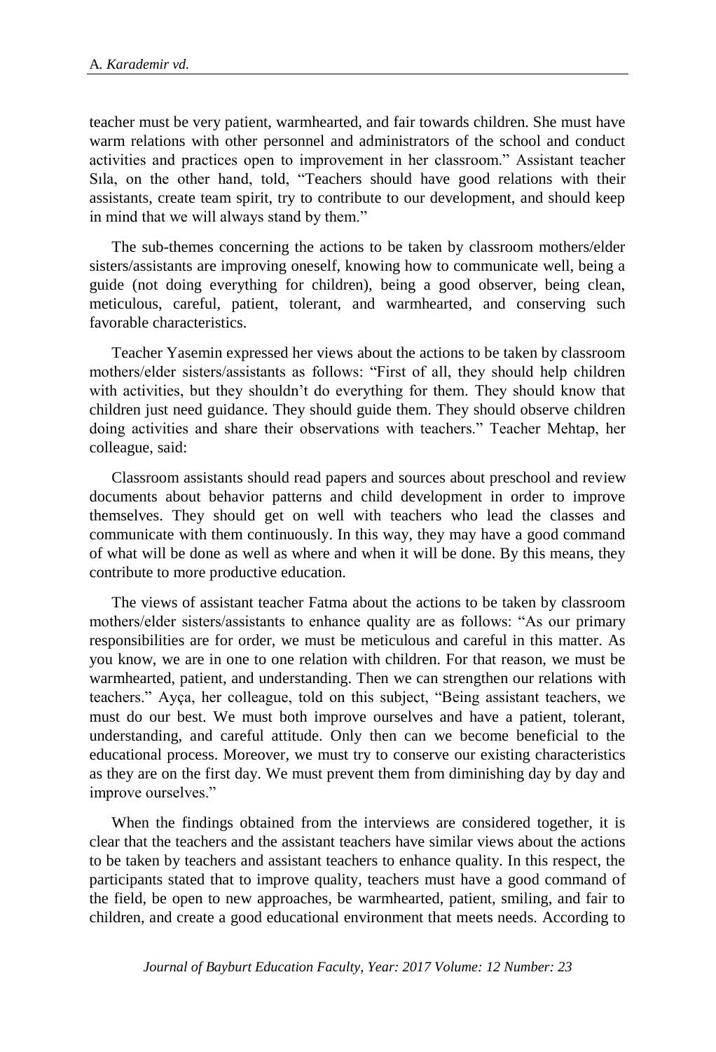teacher must be very patient, warmhearted, and fair towards children. She must have warm relations with other personnel and administrators of the school and conduct activities and practices open to improvement in her classroom." Assistant teacher Sıla, on the other hand, told, "Teachers should have good relations with their assistants, create team spirit, try to contribute to our development, and should keep in mind that we will always stand by them."

The sub-themes concerning the actions to be taken by classroom mothers/elder sisters/assistants are improving oneself, knowing how to communicate well, being a guide (not doing everything for children), being a good observer, being clean, meticulous, careful, patient, tolerant, and warmhearted, and conserving such favorable characteristics.

Teacher Yasemin expressed her views about the actions to be taken by classroom mothers/elder sisters/assistants as follows: "First of all, they should help children with activities, but they shouldn't do everything for them. They should know that children just need guidance. They should guide them. They should observe children doing activities and share their observations with teachers." Teacher Mehtap, her colleague, said:

> Classroom assistants should read papers and sources about preschool and review documents about behavior patterns and child development in order to improve themselves. They should get on well with teachers who lead the classes and communicate with them continuously. In this way, they may have a good command of what will be done as well as where and when it will be done. By this means, they contribute to more productive education.

The views of assistant teacher Fatma about the actions to be taken by classroom mothers/elder sisters/assistants to enhance quality are as follows: "As our primary responsibilities are for order, we must be meticulous and careful in this matter. As you know, we are in one to one relation with children. For that reason, we must be warmhearted, patient, and understanding. Then we can strengthen our relations with teachers." Ayça, her colleague, told on this subject, "Being assistant teachers, we must do our best. We must both improve ourselves and have a patient, tolerant, understanding, and careful attitude. Only then can we become beneficial to the educational process. Moreover, we must try to conserve our existing characteristics as they are on the first day. We must prevent them from diminishing day by day and improve ourselves."

When the findings obtained from the interviews are considered together, it is clear that the teachers and the assistant teachers have similar views about the actions to be taken by teachers and assistant teachers to enhance quality. In this respect, the participants stated that to improve quality, teachers must have a good command of the field, be open to new approaches, be warmhearted, patient, smiling, and fair to children, and create a good educational environment that meets needs. According to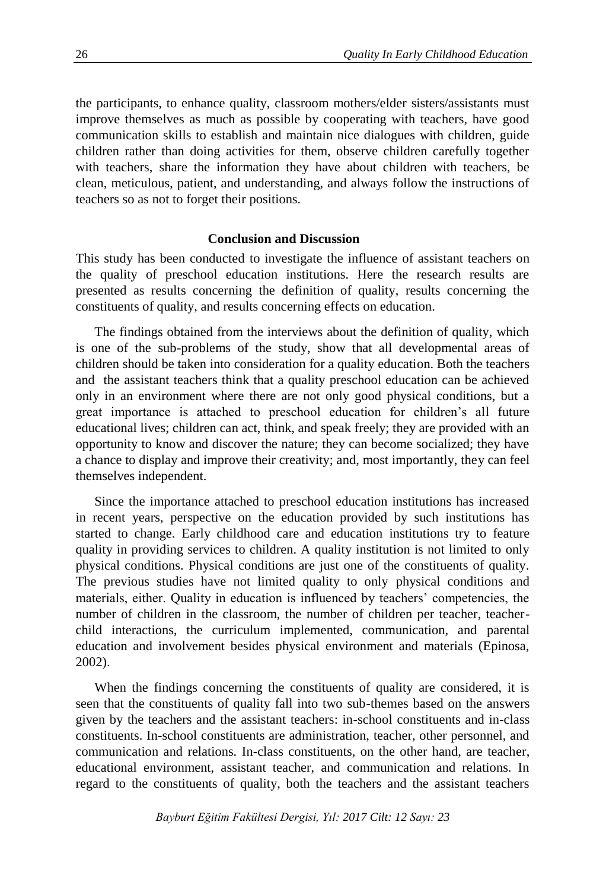the participants, to enhance quality, classroom mothers/elder sisters/assistants must improve themselves as much as possible by cooperating with teachers, have good communication skills to establish and maintain nice dialogues with children, guide children rather than doing activities for them, observe children carefully together with teachers, share the information they have about children with teachers, be clean, meticulous, patient, and understanding, and always follow the instructions of teachers so as not to forget their positions.

## Conclusion and Discussion

This study has been conducted to investigate the influence of assistant teachers on the quality of preschool education institutions. Here the research results are presented as results concerning the definition of quality, results concerning the constituents of quality, and results concerning effects on education.

The findings obtained from the interviews about the definition of quality, which is one of the sub-problems of the study, show that all developmental areas of children should be taken into consideration for a quality education. Both the teachers and the assistant teachers think that a quality preschool education can be achieved only in an environment where there are not only good physical conditions, but a great importance is attached to preschool education for children's all future educational lives; children can act, think, and speak freely; they are provided with an opportunity to know and discover the nature; they can become socialized; they have a chance to display and improve their creativity; and, most importantly, they can feel themselves independent.

Since the importance attached to preschool education institutions has increased in recent years, perspective on the education provided by such institutions has started to change. Early childhood care and education institutions try to feature quality in providing services to children. A quality institution is not limited to only physical conditions. Physical conditions are just one of the constituents of quality. The previous studies have not limited quality to only physical conditions and materials, either. Quality in education is influenced by teachers' competencies, the number of children in the classroom, the number of children per teacher, teacher-child interactions, the curriculum implemented, communication, and parental education and involvement besides physical environment and materials (Epinosa, 2002).

When the findings concerning the constituents of quality are considered, it is seen that the constituents of quality fall into two sub-themes based on the answers given by the teachers and the assistant teachers: in-school constituents and in-class constituents. In-school constituents are administration, teacher, other personnel, and communication and relations. In-class constituents, on the other hand, are teacher, educational environment, assistant teacher, and communication and relations. In regard to the constituents of quality, both the teachers and the assistant teachers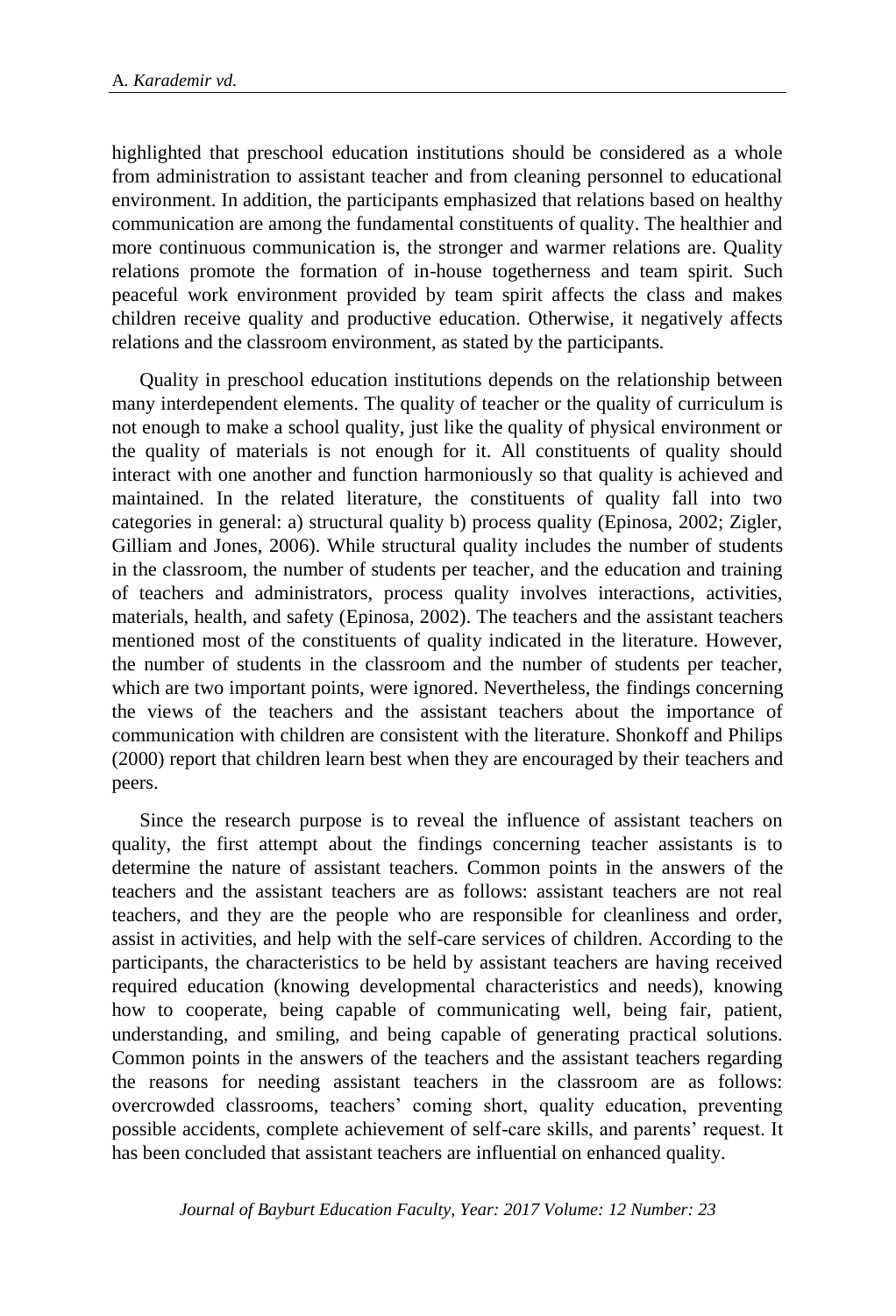highlighted that preschool education institutions should be considered as a whole from administration to assistant teacher and from cleaning personnel to educational environment. In addition, the participants emphasized that relations based on healthy communication are among the fundamental constituents of quality. The healthier and more continuous communication is, the stronger and warmer relations are. Quality relations promote the formation of in-house togetherness and team spirit. Such peaceful work environment provided by team spirit affects the class and makes children receive quality and productive education. Otherwise, it negatively affects relations and the classroom environment, as stated by the participants.

Quality in preschool education institutions depends on the relationship between many interdependent elements. The quality of teacher or the quality of curriculum is not enough to make a school quality, just like the quality of physical environment or the quality of materials is not enough for it. All constituents of quality should interact with one another and function harmoniously so that quality is achieved and maintained. In the related literature, the constituents of quality fall into two categories in general: a) structural quality b) process quality (Epinosa, 2002; Zigler, Gilliam and Jones, 2006). While structural quality includes the number of students in the classroom, the number of students per teacher, and the education and training of teachers and administrators, process quality involves interactions, activities, materials, health, and safety (Epinosa, 2002). The teachers and the assistant teachers mentioned most of the constituents of quality indicated in the literature. However, the number of students in the classroom and the number of students per teacher, which are two important points, were ignored. Nevertheless, the findings concerning the views of the teachers and the assistant teachers about the importance of communication with children are consistent with the literature. Shonkoff and Philips (2000) report that children learn best when they are encouraged by their teachers and peers.

Since the research purpose is to reveal the influence of assistant teachers on quality, the first attempt about the findings concerning teacher assistants is to determine the nature of assistant teachers. Common points in the answers of the teachers and the assistant teachers are as follows: assistant teachers are not real teachers, and they are the people who are responsible for cleanliness and order, assist in activities, and help with the self-care services of children. According to the participants, the characteristics to be held by assistant teachers are having received required education (knowing developmental characteristics and needs), knowing how to cooperate, being capable of communicating well, being fair, patient, understanding, and smiling, and being capable of generating practical solutions. Common points in the answers of the teachers and the assistant teachers regarding the reasons for needing assistant teachers in the classroom are as follows: overcrowded classrooms, teachers' coming short, quality education, preventing possible accidents, complete achievement of self-care skills, and parents' request. It has been concluded that assistant teachers are influential on enhanced quality.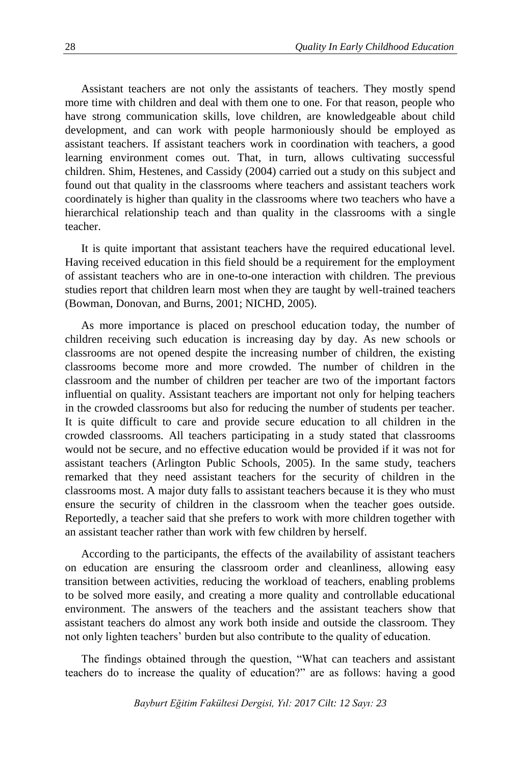Assistant teachers are not only the assistants of teachers. They mostly spend more time with children and deal with them one to one. For that reason, people who have strong communication skills, love children, are knowledgeable about child development, and can work with people harmoniously should be employed as assistant teachers. If assistant teachers work in coordination with teachers, a good learning environment comes out. That, in turn, allows cultivating successful children. Shim, Hestenes, and Cassidy (2004) carried out a study on this subject and found out that quality in the classrooms where teachers and assistant teachers work coordinately is higher than quality in the classrooms where two teachers who have a hierarchical relationship teach and than quality in the classrooms with a single teacher.

It is quite important that assistant teachers have the required educational level. Having received education in this field should be a requirement for the employment of assistant teachers who are in one-to-one interaction with children. The previous studies report that children learn most when they are taught by well-trained teachers (Bowman, Donovan, and Burns, 2001; NICHD, 2005).

As more importance is placed on preschool education today, the number of children receiving such education is increasing day by day. As new schools or classrooms are not opened despite the increasing number of children, the existing classrooms become more and more crowded. The number of children in the classroom and the number of children per teacher are two of the important factors influential on quality. Assistant teachers are important not only for helping teachers in the crowded classrooms but also for reducing the number of students per teacher. It is quite difficult to care and provide secure education to all children in the crowded classrooms. All teachers participating in a study stated that classrooms would not be secure, and no effective education would be provided if it was not for assistant teachers (Arlington Public Schools, 2005). In the same study, teachers remarked that they need assistant teachers for the security of children in the classrooms most. A major duty falls to assistant teachers because it is they who must ensure the security of children in the classroom when the teacher goes outside. Reportedly, a teacher said that she prefers to work with more children together with an assistant teacher rather than work with few children by herself.

According to the participants, the effects of the availability of assistant teachers on education are ensuring the classroom order and cleanliness, allowing easy transition between activities, reducing the workload of teachers, enabling problems to be solved more easily, and creating a more quality and controllable educational environment. The answers of the teachers and the assistant teachers show that assistant teachers do almost any work both inside and outside the classroom. They not only lighten teachers' burden but also contribute to the quality of education.

The findings obtained through the question, "What can teachers and assistant teachers do to increase the quality of education?" are as follows: having a good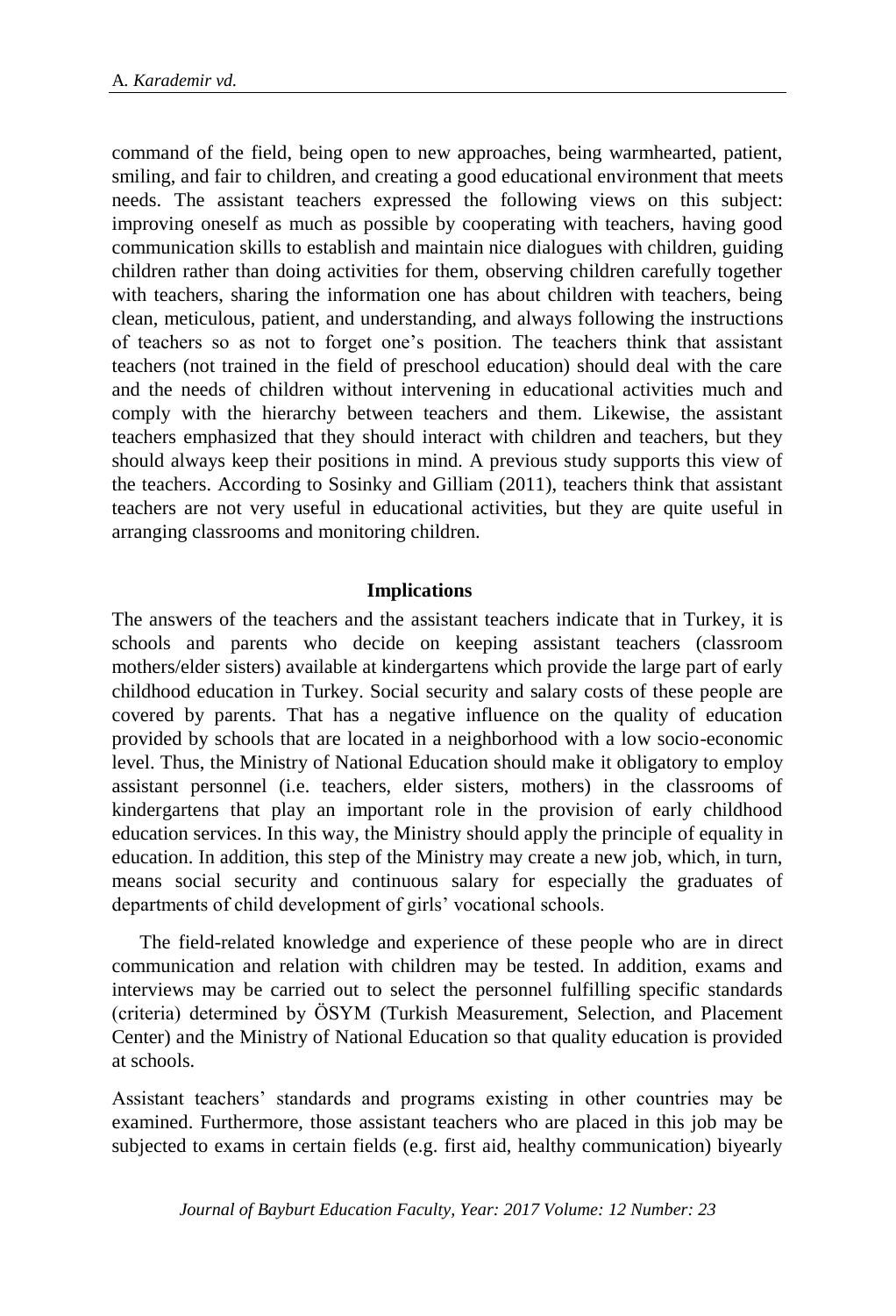command of the field, being open to new approaches, being warmhearted, patient, smiling, and fair to children, and creating a good educational environment that meets needs. The assistant teachers expressed the following views on this subject: improving oneself as much as possible by cooperating with teachers, having good communication skills to establish and maintain nice dialogues with children, guiding children rather than doing activities for them, observing children carefully together with teachers, sharing the information one has about children with teachers, being clean, meticulous, patient, and understanding, and always following the instructions of teachers so as not to forget one's position. The teachers think that assistant teachers (not trained in the field of preschool education) should deal with the care and the needs of children without intervening in educational activities much and comply with the hierarchy between teachers and them. Likewise, the assistant teachers emphasized that they should interact with children and teachers, but they should always keep their positions in mind. A previous study supports this view of the teachers. According to Sosinky and Gilliam (2011), teachers think that assistant teachers are not very useful in educational activities, but they are quite useful in arranging classrooms and monitoring children.

## Implications

The answers of the teachers and the assistant teachers indicate that in Turkey, it is schools and parents who decide on keeping assistant teachers (classroom mothers/elder sisters) available at kindergartens which provide the large part of early childhood education in Turkey. Social security and salary costs of these people are covered by parents. That has a negative influence on the quality of education provided by schools that are located in a neighborhood with a low socio-economic level. Thus, the Ministry of National Education should make it obligatory to employ assistant personnel (i.e. teachers, elder sisters, mothers) in the classrooms of kindergartens that play an important role in the provision of early childhood education services. In this way, the Ministry should apply the principle of equality in education. In addition, this step of the Ministry may create a new job, which, in turn, means social security and continuous salary for especially the graduates of departments of child development of girls' vocational schools.

The field-related knowledge and experience of these people who are in direct communication and relation with children may be tested. In addition, exams and interviews may be carried out to select the personnel fulfilling specific standards (criteria) determined by ÖSYM (Turkish Measurement, Selection, and Placement Center) and the Ministry of National Education so that quality education is provided at schools.

Assistant teachers' standards and programs existing in other countries may be examined. Furthermore, those assistant teachers who are placed in this job may be subjected to exams in certain fields (e.g. first aid, healthy communication) biyearly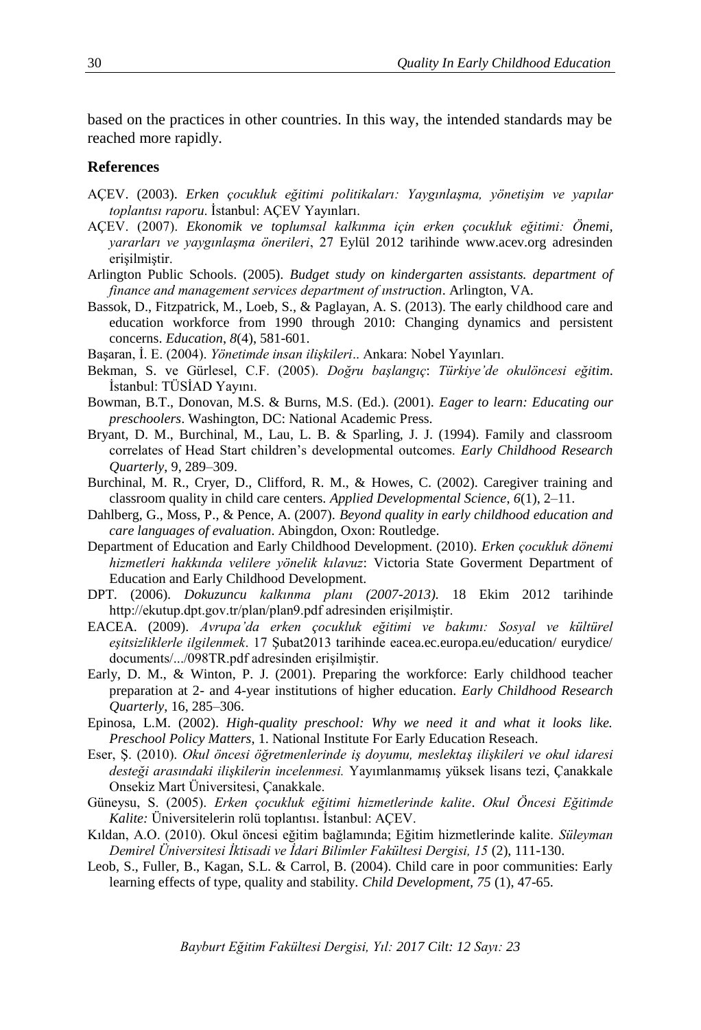based on the practices in other countries. In this way, the intended standards may be reached more rapidly.

## References

AÇEV. (2003). *Erken çocukluk eğitimi politikaları: Yaygınlaşma, yönetişim ve yapılar toplantısı raporu*. İstanbul: AÇEV Yayınları.

AÇEV. (2007). *Ekonomik ve toplumsal kalkınma için erken çocukluk eğitimi: Önemi, yararları ve yaygınlaşma önerileri*, 27 Eylül 2012 tarihinde www.acev.org adresinden erişilmiştir.

Arlington Public Schools. (2005). *Budget study on kindergarten assistants. department of finance and management services department of ınstruction*. Arlington, VA.

Bassok, D., Fitzpatrick, M., Loeb, S., & Paglayan, A. S. (2013). The early childhood care and education workforce from 1990 through 2010: Changing dynamics and persistent concerns. *Education*, *8*(4), 581-601.

Başaran, İ. E. (2004). *Yönetimde insan ilişkileri*.. Ankara: Nobel Yayınları.

Bekman, S. ve Gürlesel, C.F. (2005). *Doğru başlangıç*: *Türkiye'de okulöncesi eğitim*. İstanbul: TÜSİAD Yayını.

Bowman, B.T., Donovan, M.S. & Burns, M.S. (Ed.). (2001). *Eager to learn: Educating our preschoolers*. Washington, DC: National Academic Press.

Bryant, D. M., Burchinal, M., Lau, L. B. & Sparling, J. J. (1994). Family and classroom correlates of Head Start children's developmental outcomes. *Early Childhood Research Quarterly*, 9, 289–309.

Burchinal, M. R., Cryer, D., Clifford, R. M., & Howes, C. (2002). Caregiver training and classroom quality in child care centers. *Applied Developmental Science*, *6*(1), 2–11.

Dahlberg, G., Moss, P., & Pence, A. (2007). *Beyond quality in early childhood education and care languages of evaluation*. Abingdon, Oxon: Routledge.

Department of Education and Early Childhood Development. (2010). *Erken çocukluk dönemi hizmetleri hakkında velilere yönelik kılavuz*: Victoria State Goverment Department of Education and Early Childhood Development.

DPT. (2006). *Dokuzuncu kalkınma planı (2007-2013).* 18 Ekim 2012 tarihinde http://ekutup.dpt.gov.tr/plan/plan9.pdf adresinden erişilmiştir.

EACEA. (2009). *Avrupa'da erken çocukluk eğitimi ve bakımı: Sosyal ve kültürel eşitsizliklerle ilgilenmek*. 17 Şubat2013 tarihinde eacea.ec.europa.eu/education/ eurydice/ documents/.../098TR.pdf adresinden erişilmiştir.

Early, D. M., & Winton, P. J. (2001). Preparing the workforce: Early childhood teacher preparation at 2- and 4-year institutions of higher education. *Early Childhood Research Quarterly*, 16, 285–306.

Epinosa, L.M. (2002). *High-quality preschool: Why we need it and what it looks like. Preschool Policy Matters*, 1. National Institute For Early Education Reseach.

Eser, Ş. (2010). *Okul öncesi öğretmenlerinde iş doyumu, meslektaş ilişkileri ve okul idaresi desteği arasındaki ilişkilerin incelenmesi.* Yayımlanmamış yüksek lisans tezi, Çanakkale Onsekiz Mart Üniversitesi, Çanakkale.

Güneysu, S. (2005). *Erken çocukluk eğitimi hizmetlerinde kalite*. *Okul Öncesi Eğitimde Kalite:* Üniversitelerin rolü toplantısı. İstanbul: AÇEV.

Kıldan, A.O. (2010). Okul öncesi eğitim bağlamında; Eğitim hizmetlerinde kalite. *Süleyman Demirel Üniversitesi İktisadi ve İdari Bilimler Fakültesi Dergisi, 15* (2), 111-130.

Leob, S., Fuller, B., Kagan, S.L. & Carrol, B. (2004). Child care in poor communities: Early learning effects of type, quality and stability. *Child Development*, *75* (1), 47-65.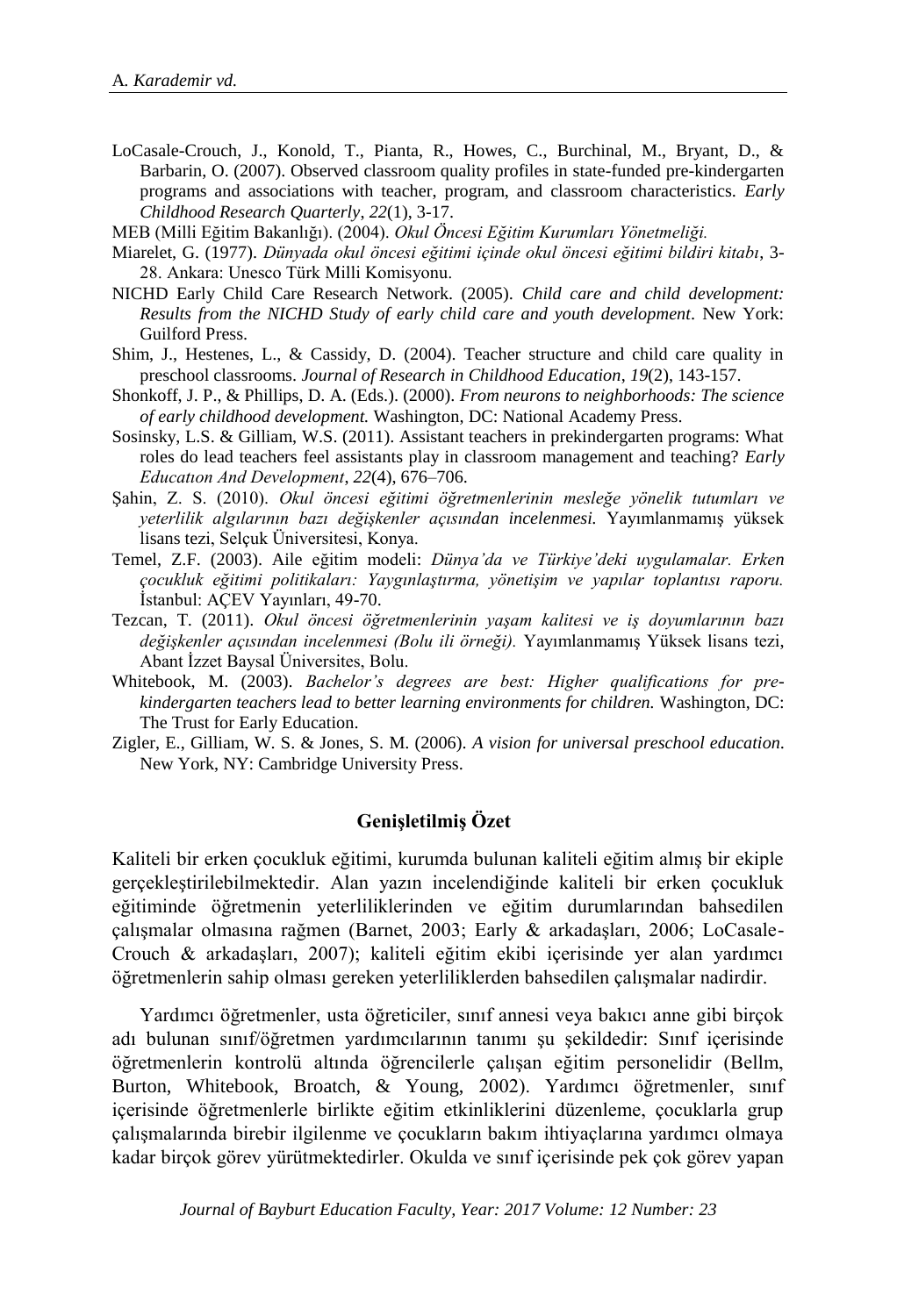LoCasale-Crouch, J., Konold, T., Pianta, R., Howes, C., Burchinal, M., Bryant, D., & Barbarin, O. (2007). Observed classroom quality profiles in state-funded pre-kindergarten programs and associations with teacher, program, and classroom characteristics. *Early Childhood Research Quarterly*, *22*(1), 3-17.

MEB (Milli Eğitim Bakanlığı). (2004). *Okul Öncesi Eğitim Kurumları Yönetmeliği.*

Miarelet, G. (1977). *Dünyada okul öncesi eğitimi içinde okul öncesi eğitimi bildiri kitabı*, 3-28. Ankara: Unesco Türk Milli Komisyonu.

NICHD Early Child Care Research Network. (2005). *Child care and child development: Results from the NICHD Study of early child care and youth development*. New York: Guilford Press.

Shim, J., Hestenes, L., & Cassidy, D. (2004). Teacher structure and child care quality in preschool classrooms. *Journal of Research in Childhood Education*, *19*(2), 143-157.

Shonkoff, J. P., & Phillips, D. A. (Eds.). (2000). *From neurons to neighborhoods: The science of early childhood development.* Washington, DC: National Academy Press.

Sosinsky, L.S. & Gilliam, W.S. (2011). Assistant teachers in prekindergarten programs: What roles do lead teachers feel assistants play in classroom management and teaching? *Early Educatıon And Development*, *22*(4), 676–706.

Şahin, Z. S. (2010). *Okul öncesi eğitimi öğretmenlerinin mesleğe yönelik tutumları ve yeterlilik algılarının bazı değişkenler açısından incelenmesi.* Yayımlanmamış yüksek lisans tezi, Selçuk Üniversitesi, Konya.

Temel, Z.F. (2003). Aile eğitim modeli: *Dünya'da ve Türkiye'deki uygulamalar. Erken çocukluk eğitimi politikaları: Yaygınlaştırma, yönetişim ve yapılar toplantısı raporu.* İstanbul: AÇEV Yayınları, 49-70.

Tezcan, T. (2011). *Okul öncesi öğretmenlerinin yaşam kalitesi ve iş doyumlarının bazı değişkenler açısından incelenmesi (Bolu ili örneği).* Yayımlanmamış Yüksek lisans tezi, Abant İzzet Baysal Üniversites, Bolu.

Whitebook, M. (2003). *Bachelor's degrees are best: Higher qualifications for pre-kindergarten teachers lead to better learning environments for children.* Washington, DC: The Trust for Early Education.

Zigler, E., Gilliam, W. S. & Jones, S. M. (2006). *A vision for universal preschool education.* New York, NY: Cambridge University Press.

## Genişletilmiş Özet

Kaliteli bir erken çocukluk eğitimi, kurumda bulunan kaliteli eğitim almış bir ekiple gerçekleştirilebilmektedir. Alan yazın incelendiğinde kaliteli bir erken çocukluk eğitiminde öğretmenin yeterliliklerinden ve eğitim durumlarından bahsedilen çalışmalar olmasına rağmen (Barnet, 2003; Early & arkadaşları, 2006; LoCasale-Crouch & arkadaşları, 2007); kaliteli eğitim ekibi içerisinde yer alan yardımcı öğretmenlerin sahip olması gereken yeterliliklerden bahsedilen çalışmalar nadirdir.

Yardımcı öğretmenler, usta öğreticiler, sınıf annesi veya bakıcı anne gibi birçok adı bulunan sınıf/öğretmen yardımcılarının tanımı şu şekildedir: Sınıf içerisinde öğretmenlerin kontrolü altında öğrencilerle çalışan eğitim personelidir (Bellm, Burton, Whitebook, Broatch, & Young, 2002). Yardımcı öğretmenler, sınıf içerisinde öğretmenlerle birlikte eğitim etkinliklerini düzenleme, çocuklarla grup çalışmalarında birebir ilgilenme ve çocukların bakım ihtiyaçlarına yardımcı olmaya kadar birçok görev yürütmektedirler. Okulda ve sınıf içerisinde pek çok görev yapan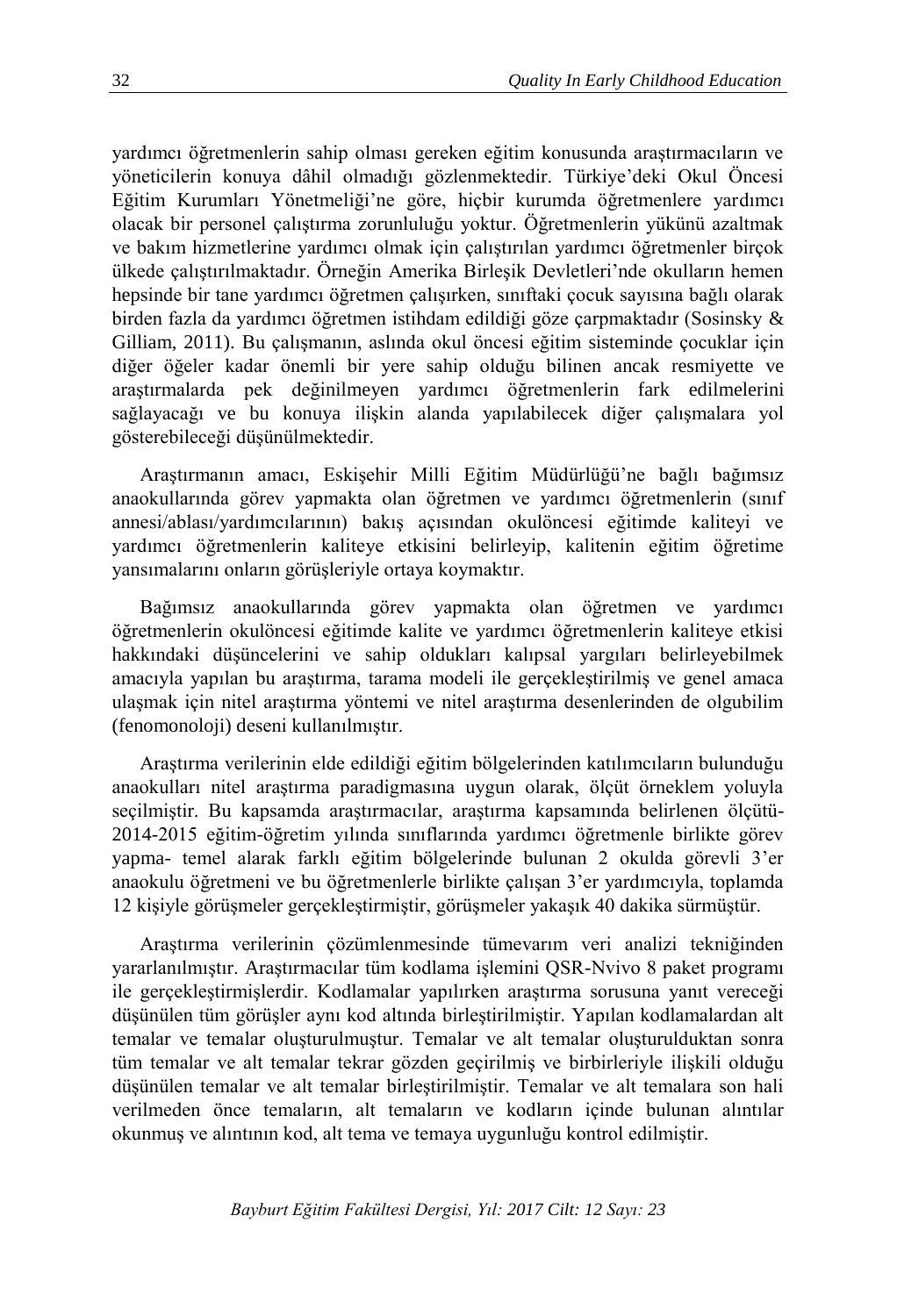yardımcı öğretmenlerin sahip olması gereken eğitim konusunda araştırmacıların ve yöneticilerin konuya dâhil olmadığı gözlenmektedir. Türkiye'deki Okul Öncesi Eğitim Kurumları Yönetmeliği'ne göre, hiçbir kurumda öğretmenlere yardımcı olacak bir personel çalıştırma zorunluluğu yoktur. Öğretmenlerin yükünü azaltmak ve bakım hizmetlerine yardımcı olmak için çalıştırılan yardımcı öğretmenler birçok ülkede çalıştırılmaktadır. Örneğin Amerika Birleşik Devletleri'nde okulların hemen hepsinde bir tane yardımcı öğretmen çalışırken, sınıftaki çocuk sayısına bağlı olarak birden fazla da yardımcı öğretmen istihdam edildiği göze çarpmaktadır (Sosinsky & Gilliam, 2011). Bu çalışmanın, aslında okul öncesi eğitim sisteminde çocuklar için diğer öğeler kadar önemli bir yere sahip olduğu bilinen ancak resmiyette ve araştırmalarda pek değinilmeyen yardımcı öğretmenlerin fark edilmelerini sağlayacağı ve bu konuya ilişkin alanda yapılabilecek diğer çalışmalara yol gösterebileceği düşünülmektedir.

Araştırmanın amacı, Eskişehir Milli Eğitim Müdürlüğü'ne bağlı bağımsız anaokullarında görev yapmakta olan öğretmen ve yardımcı öğretmenlerin (sınıf annesi/ablası/yardımcılarının) bakış açısından okulöncesi eğitimde kaliteyi ve yardımcı öğretmenlerin kaliteye etkisini belirleyip, kalitenin eğitim öğretime yansımalarını onların görüşleriyle ortaya koymaktır.

Bağımsız anaokullarında görev yapmakta olan öğretmen ve yardımcı öğretmenlerin okulöncesi eğitimde kalite ve yardımcı öğretmenlerin kaliteye etkisi hakkındaki düşüncelerini ve sahip oldukları kalıpsal yargıları belirleyebilmek amacıyla yapılan bu araştırma, tarama modeli ile gerçekleştirilmiş ve genel amaca ulaşmak için nitel araştırma yöntemi ve nitel araştırma desenlerinden de olgubilim (fenomonoloji) deseni kullanılmıştır.

Araştırma verilerinin elde edildiği eğitim bölgelerinden katılımcıların bulunduğu anaokulları nitel araştırma paradigmasına uygun olarak, ölçüt örneklem yoluyla seçilmiştir. Bu kapsamda araştırmacılar, araştırma kapsamında belirlenen ölçütü- 2014-2015 eğitim-öğretim yılında sınıflarında yardımcı öğretmenle birlikte görev yapma- temel alarak farklı eğitim bölgelerinde bulunan 2 okulda görevli 3'er anaokulu öğretmeni ve bu öğretmenlerle birlikte çalışan 3'er yardımcıyla, toplamda 12 kişiyle görüşmeler gerçekleştirmiştir, görüşmeler yakaşık 40 dakika sürmüştür.

Araştırma verilerinin çözümlenmesinde tümevarım veri analizi tekniğinden yararlanılmıştır. Araştırmacılar tüm kodlama işlemini QSR-Nvivo 8 paket programı ile gerçekleştirmişlerdir. Kodlamalar yapılırken araştırma sorusuna yanıt vereceği düşünülen tüm görüşler aynı kod altında birleştirilmiştir. Yapılan kodlamalardan alt temalar ve temalar oluşturulmuştur. Temalar ve alt temalar oluşturulduktan sonra tüm temalar ve alt temalar tekrar gözden geçirilmiş ve birbirleriyle ilişkili olduğu düşünülen temalar ve alt temalar birleştirilmiştir. Temalar ve alt temalara son hali verilmeden önce temaların, alt temaların ve kodların içinde bulunan alıntılar okunmuş ve alıntının kod, alt tema ve temaya uygunluğu kontrol edilmiştir.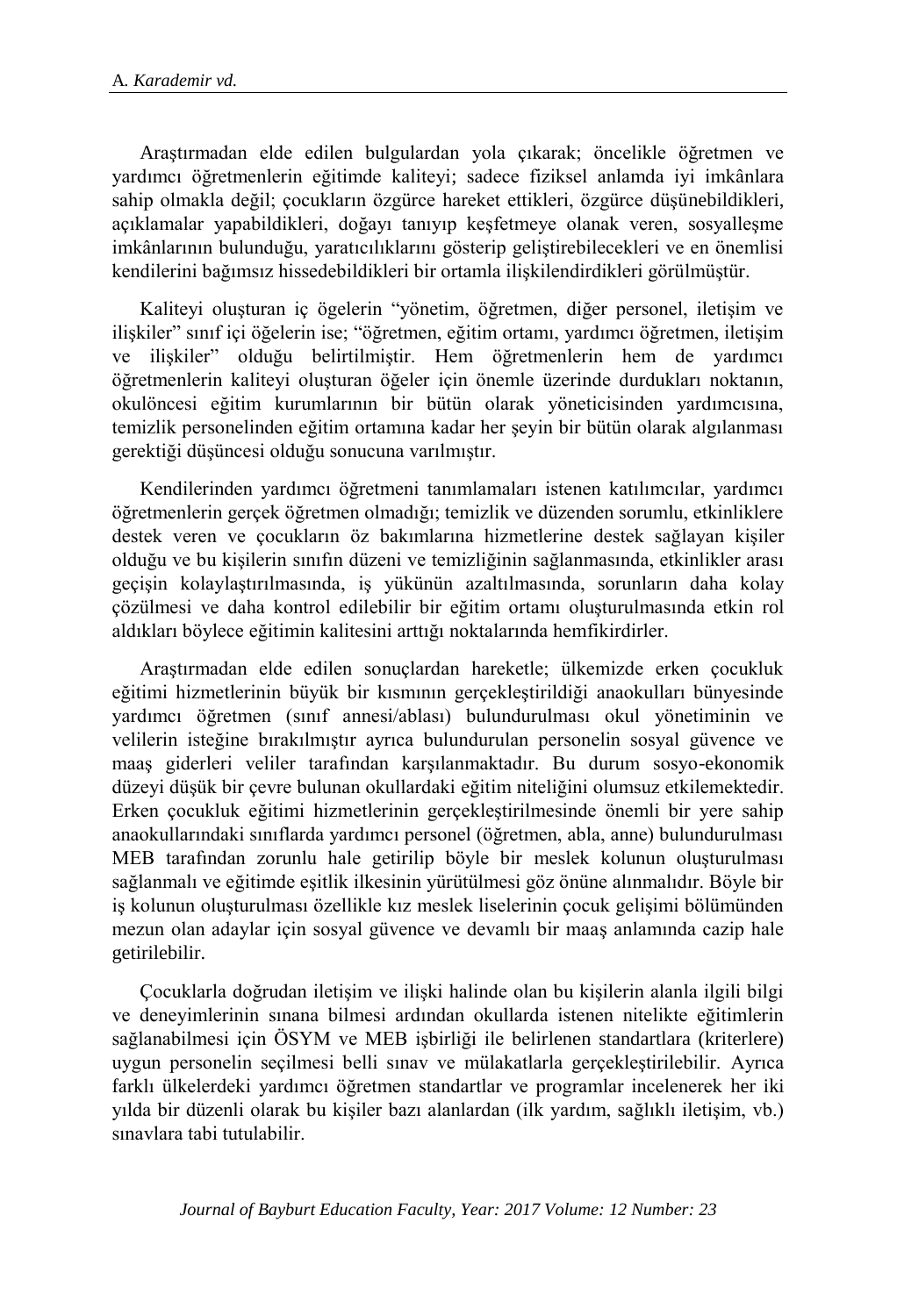Araştırmadan elde edilen bulgulardan yola çıkarak; öncelikle öğretmen ve yardımcı öğretmenlerin eğitimde kaliteyi; sadece fiziksel anlamda iyi imkânlara sahip olmakla değil; çocukların özgürce hareket ettikleri, özgürce düşünebildikleri, açıklamalar yapabildikleri, doğayı tanıyıp keşfetmeye olanak veren, sosyalleşme imkânlarının bulunduğu, yaratıcılıklarını gösterip geliştirebilecekleri ve en önemlisi kendilerini bağımsız hissedebildikleri bir ortamla ilişkilendirdikleri görülmüştür.

Kaliteyi oluşturan iç ögelerin "yönetim, öğretmen, diğer personel, iletişim ve ilişkiler" sınıf içi öğelerin ise; "öğretmen, eğitim ortamı, yardımcı öğretmen, iletişim ve ilişkiler" olduğu belirtilmiştir. Hem öğretmenlerin hem de yardımcı öğretmenlerin kaliteyi oluşturan öğeler için önemle üzerinde durdukları noktanın, okulöncesi eğitim kurumlarının bir bütün olarak yöneticisinden yardımcısına, temizlik personelinden eğitim ortamına kadar her şeyin bir bütün olarak algılanması gerektiği düşüncesi olduğu sonucuna varılmıştır.

Kendilerinden yardımcı öğretmeni tanımlamaları istenen katılımcılar, yardımcı öğretmenlerin gerçek öğretmen olmadığı; temizlik ve düzenden sorumlu, etkinliklere destek veren ve çocukların öz bakımlarına hizmetlerine destek sağlayan kişiler olduğu ve bu kişilerin sınıfın düzeni ve temizliğinin sağlanmasında, etkinlikler arası geçişin kolaylaştırılmasında, iş yükünün azaltılmasında, sorunların daha kolay çözülmesi ve daha kontrol edilebilir bir eğitim ortamı oluşturulmasında etkin rol aldıkları böylece eğitimin kalitesini arttığı noktalarında hemfikirdirler.

Araştırmadan elde edilen sonuçlardan hareketle; ülkemizde erken çocukluk eğitimi hizmetlerinin büyük bir kısmının gerçekleştirildiği anaokulları bünyesinde yardımcı öğretmen (sınıf annesi/ablası) bulundurulması okul yönetiminin ve velilerin isteğine bırakılmıştır ayrıca bulundurulan personelin sosyal güvence ve maaş giderleri veliler tarafından karşılanmaktadır. Bu durum sosyo-ekonomik düzeyi düşük bir çevre bulunan okullardaki eğitim niteliğini olumsuz etkilemektedir. Erken çocukluk eğitimi hizmetlerinin gerçekleştirilmesinde önemli bir yere sahip anaokullarındaki sınıflarda yardımcı personel (öğretmen, abla, anne) bulundurulması MEB tarafından zorunlu hale getirilip böyle bir meslek kolunun oluşturulması sağlanmalı ve eğitimde eşitlik ilkesinin yürütülmesi göz önüne alınmalıdır. Böyle bir iş kolunun oluşturulması özellikle kız meslek liselerinin çocuk gelişimi bölümünden mezun olan adaylar için sosyal güvence ve devamlı bir maaş anlamında cazip hale getirilebilir.

Çocuklarla doğrudan iletişim ve ilişki halinde olan bu kişilerin alanla ilgili bilgi ve deneyimlerinin sınana bilmesi ardından okullarda istenen nitelikte eğitimlerin sağlanabilmesi için ÖSYM ve MEB işbirliği ile belirlenen standartlara (kriterlere) uygun personelin seçilmesi belli sınav ve mülakatlarla gerçekleştirilebilir. Ayrıca farklı ülkelerdeki yardımcı öğretmen standartlar ve programlar incelenerek her iki yılda bir düzenli olarak bu kişiler bazı alanlardan (ilk yardım, sağlıklı iletişim, vb.) sınavlara tabi tutulabilir.